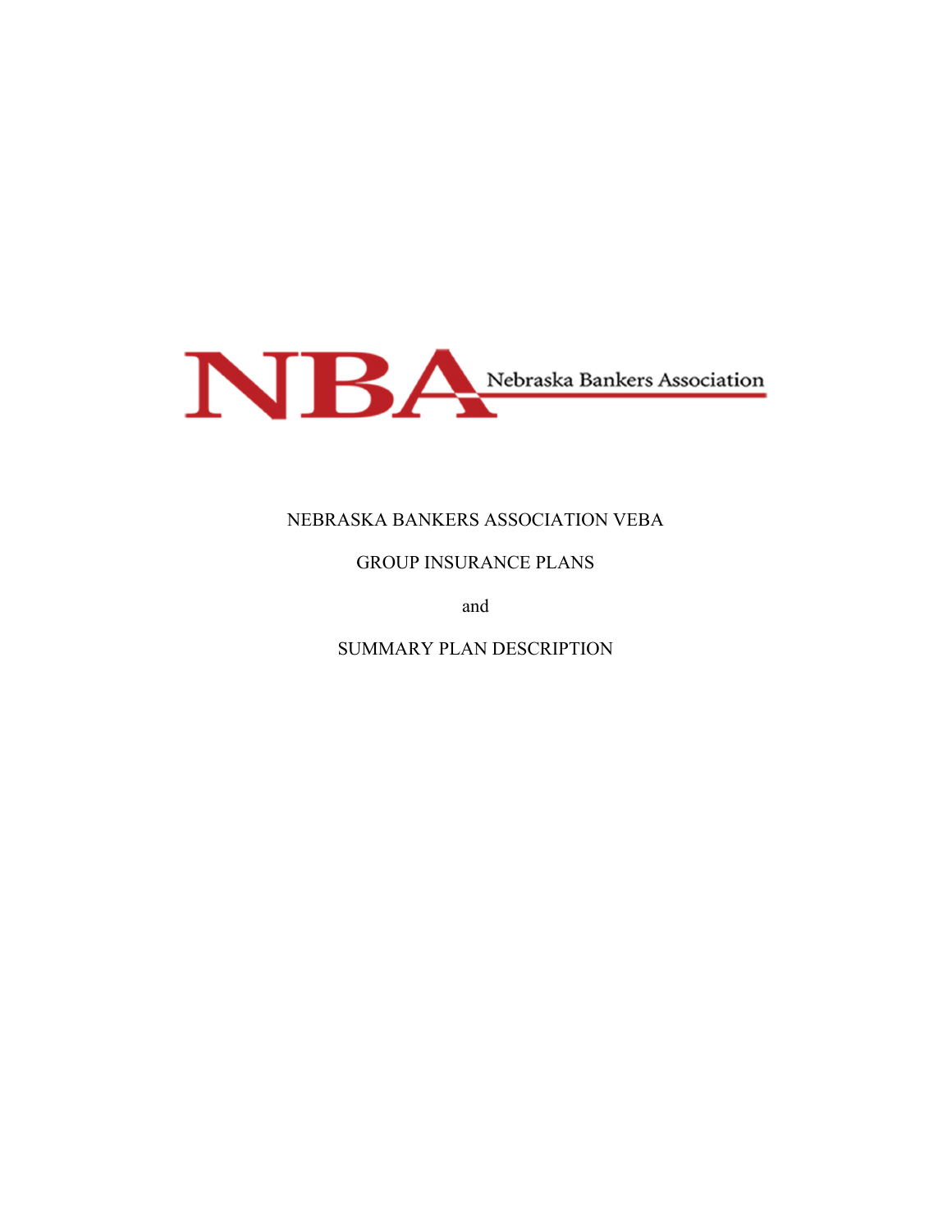NBA Nebraska Bankers Association

# NEBRASKA BANKERS ASSOCIATION VEBA

GROUP INSURANCE PLANS

and

SUMMARY PLAN DESCRIPTION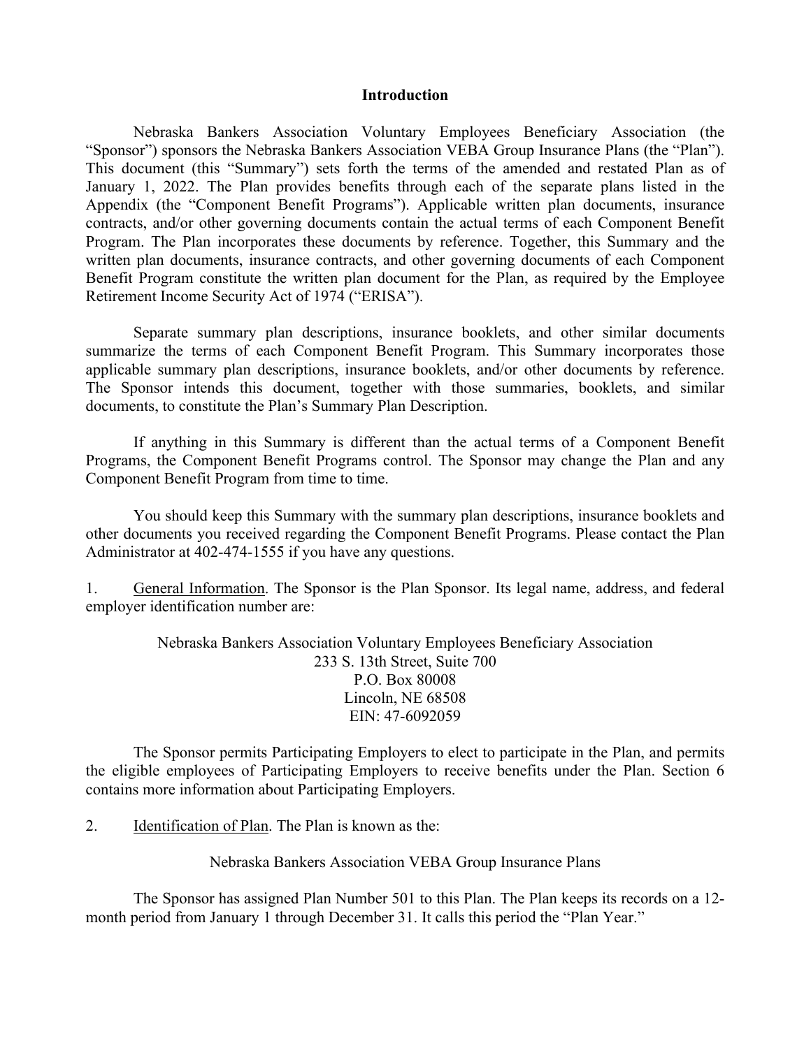## Introduction

Nebraska Bankers Association Voluntary Employees Beneficiary Association (the "Sponsor") sponsors the Nebraska Bankers Association VEBA Group Insurance Plans (the "Plan"). This document (this "Summary") sets forth the terms of the amended and restated Plan as of January 1, 2022. The Plan provides benefits through each of the separate plans listed in the Appendix (the "Component Benefit Programs"). Applicable written plan documents, insurance contracts, and/or other governing documents contain the actual terms of each Component Benefit Program. The Plan incorporates these documents by reference. Together, this Summary and the written plan documents, insurance contracts, and other governing documents of each Component Benefit Program constitute the written plan document for the Plan, as required by the Employee Retirement Income Security Act of 1974 ("ERISA").

Separate summary plan descriptions, insurance booklets, and other similar documents summarize the terms of each Component Benefit Program. This Summary incorporates those applicable summary plan descriptions, insurance booklets, and/or other documents by reference. The Sponsor intends this document, together with those summaries, booklets, and similar documents, to constitute the Plan's Summary Plan Description.

If anything in this Summary is different than the actual terms of a Component Benefit Programs, the Component Benefit Programs control. The Sponsor may change the Plan and any Component Benefit Program from time to time.

You should keep this Summary with the summary plan descriptions, insurance booklets and other documents you received regarding the Component Benefit Programs. Please contact the Plan Administrator at 402-474-1555 if you have any questions.

1. General Information. The Sponsor is the Plan Sponsor. Its legal name, address, and federal employer identification number are:

Nebraska Bankers Association Voluntary Employees Beneficiary Association  
233 S. 13th Street, Suite 700  
P.O. Box 80008  
Lincoln, NE 68508  
EIN: 47-6092059

The Sponsor permits Participating Employers to elect to participate in the Plan, and permits the eligible employees of Participating Employers to receive benefits under the Plan. Section 6 contains more information about Participating Employers.

2. Identification of Plan. The Plan is known as the:

Nebraska Bankers Association VEBA Group Insurance Plans

The Sponsor has assigned Plan Number 501 to this Plan. The Plan keeps its records on a 12-month period from January 1 through December 31. It calls this period the "Plan Year."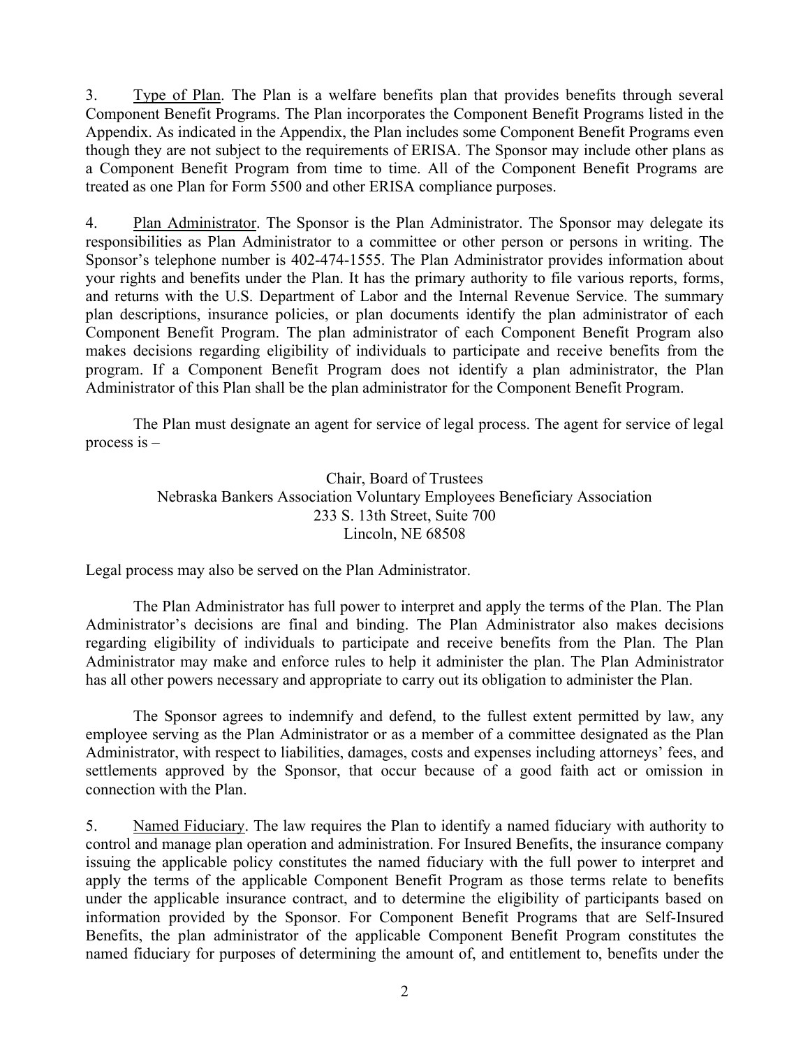3. Type of Plan. The Plan is a welfare benefits plan that provides benefits through several Component Benefit Programs. The Plan incorporates the Component Benefit Programs listed in the Appendix. As indicated in the Appendix, the Plan includes some Component Benefit Programs even though they are not subject to the requirements of ERISA. The Sponsor may include other plans as a Component Benefit Program from time to time. All of the Component Benefit Programs are treated as one Plan for Form 5500 and other ERISA compliance purposes.

4. Plan Administrator. The Sponsor is the Plan Administrator. The Sponsor may delegate its responsibilities as Plan Administrator to a committee or other person or persons in writing. The Sponsor's telephone number is 402-474-1555. The Plan Administrator provides information about your rights and benefits under the Plan. It has the primary authority to file various reports, forms, and returns with the U.S. Department of Labor and the Internal Revenue Service. The summary plan descriptions, insurance policies, or plan documents identify the plan administrator of each Component Benefit Program. The plan administrator of each Component Benefit Program also makes decisions regarding eligibility of individuals to participate and receive benefits from the program. If a Component Benefit Program does not identify a plan administrator, the Plan Administrator of this Plan shall be the plan administrator for the Component Benefit Program.

The Plan must designate an agent for service of legal process. The agent for service of legal process is –

Chair, Board of Trustees
Nebraska Bankers Association Voluntary Employees Beneficiary Association
233 S. 13th Street, Suite 700
Lincoln, NE 68508

Legal process may also be served on the Plan Administrator.

The Plan Administrator has full power to interpret and apply the terms of the Plan. The Plan Administrator's decisions are final and binding. The Plan Administrator also makes decisions regarding eligibility of individuals to participate and receive benefits from the Plan. The Plan Administrator may make and enforce rules to help it administer the plan. The Plan Administrator has all other powers necessary and appropriate to carry out its obligation to administer the Plan.

The Sponsor agrees to indemnify and defend, to the fullest extent permitted by law, any employee serving as the Plan Administrator or as a member of a committee designated as the Plan Administrator, with respect to liabilities, damages, costs and expenses including attorneys' fees, and settlements approved by the Sponsor, that occur because of a good faith act or omission in connection with the Plan.

5. Named Fiduciary. The law requires the Plan to identify a named fiduciary with authority to control and manage plan operation and administration. For Insured Benefits, the insurance company issuing the applicable policy constitutes the named fiduciary with the full power to interpret and apply the terms of the applicable Component Benefit Program as those terms relate to benefits under the applicable insurance contract, and to determine the eligibility of participants based on information provided by the Sponsor. For Component Benefit Programs that are Self-Insured Benefits, the plan administrator of the applicable Component Benefit Program constitutes the named fiduciary for purposes of determining the amount of, and entitlement to, benefits under the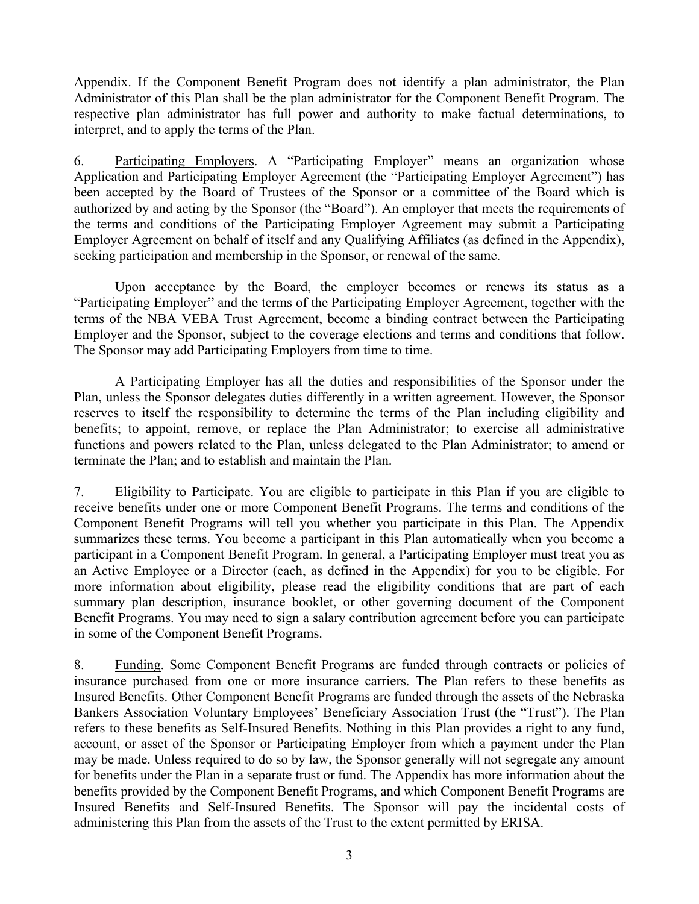Appendix. If the Component Benefit Program does not identify a plan administrator, the Plan Administrator of this Plan shall be the plan administrator for the Component Benefit Program. The respective plan administrator has full power and authority to make factual determinations, to interpret, and to apply the terms of the Plan.

6. Participating Employers. A "Participating Employer" means an organization whose Application and Participating Employer Agreement (the "Participating Employer Agreement") has been accepted by the Board of Trustees of the Sponsor or a committee of the Board which is authorized by and acting by the Sponsor (the "Board"). An employer that meets the requirements of the terms and conditions of the Participating Employer Agreement may submit a Participating Employer Agreement on behalf of itself and any Qualifying Affiliates (as defined in the Appendix), seeking participation and membership in the Sponsor, or renewal of the same.

Upon acceptance by the Board, the employer becomes or renews its status as a "Participating Employer" and the terms of the Participating Employer Agreement, together with the terms of the NBA VEBA Trust Agreement, become a binding contract between the Participating Employer and the Sponsor, subject to the coverage elections and terms and conditions that follow. The Sponsor may add Participating Employers from time to time.

A Participating Employer has all the duties and responsibilities of the Sponsor under the Plan, unless the Sponsor delegates duties differently in a written agreement. However, the Sponsor reserves to itself the responsibility to determine the terms of the Plan including eligibility and benefits; to appoint, remove, or replace the Plan Administrator; to exercise all administrative functions and powers related to the Plan, unless delegated to the Plan Administrator; to amend or terminate the Plan; and to establish and maintain the Plan.

7. Eligibility to Participate. You are eligible to participate in this Plan if you are eligible to receive benefits under one or more Component Benefit Programs. The terms and conditions of the Component Benefit Programs will tell you whether you participate in this Plan. The Appendix summarizes these terms. You become a participant in this Plan automatically when you become a participant in a Component Benefit Program. In general, a Participating Employer must treat you as an Active Employee or a Director (each, as defined in the Appendix) for you to be eligible. For more information about eligibility, please read the eligibility conditions that are part of each summary plan description, insurance booklet, or other governing document of the Component Benefit Programs. You may need to sign a salary contribution agreement before you can participate in some of the Component Benefit Programs.

8. Funding. Some Component Benefit Programs are funded through contracts or policies of insurance purchased from one or more insurance carriers. The Plan refers to these benefits as Insured Benefits. Other Component Benefit Programs are funded through the assets of the Nebraska Bankers Association Voluntary Employees' Beneficiary Association Trust (the "Trust"). The Plan refers to these benefits as Self-Insured Benefits. Nothing in this Plan provides a right to any fund, account, or asset of the Sponsor or Participating Employer from which a payment under the Plan may be made. Unless required to do so by law, the Sponsor generally will not segregate any amount for benefits under the Plan in a separate trust or fund. The Appendix has more information about the benefits provided by the Component Benefit Programs, and which Component Benefit Programs are Insured Benefits and Self-Insured Benefits. The Sponsor will pay the incidental costs of administering this Plan from the assets of the Trust to the extent permitted by ERISA.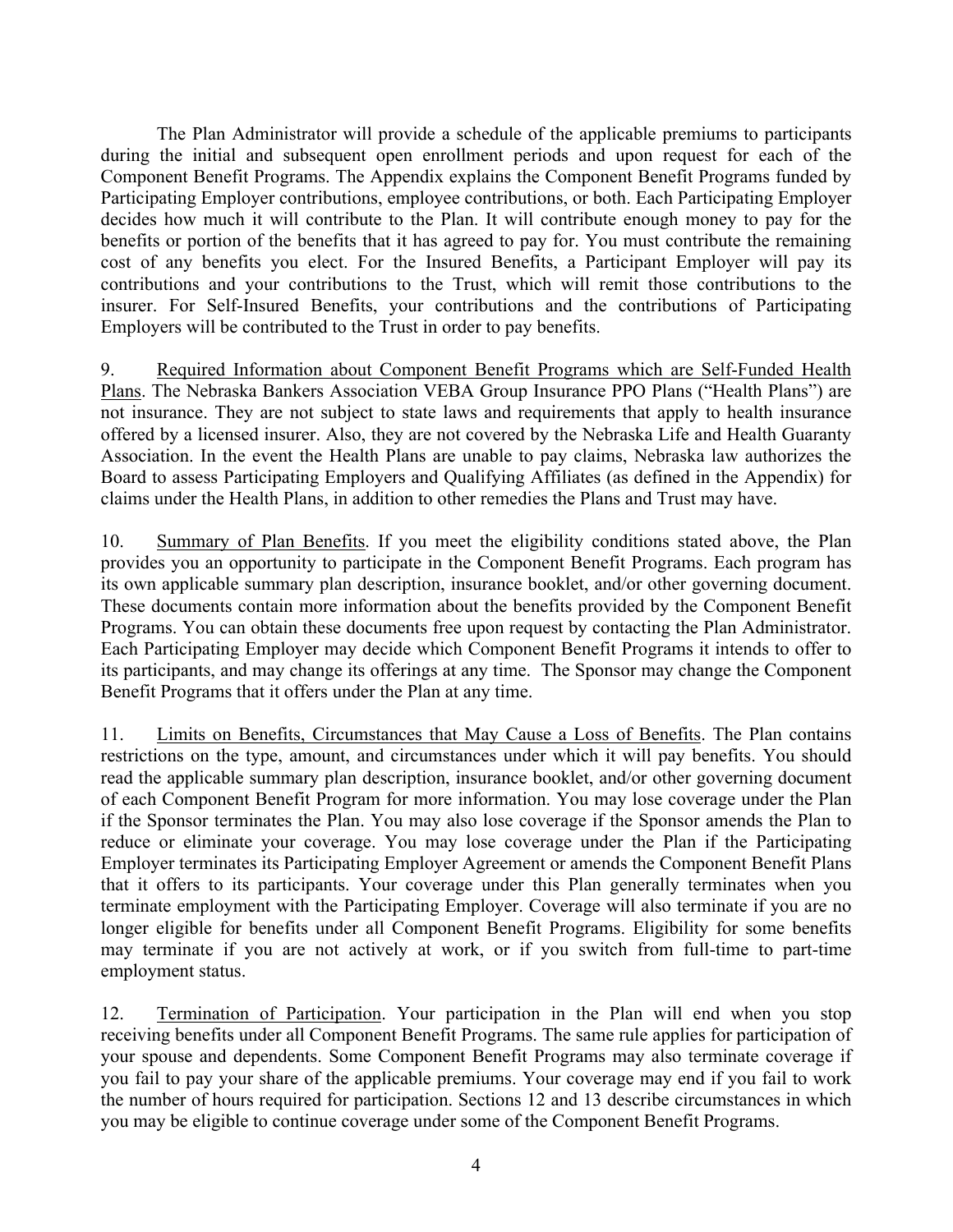The Plan Administrator will provide a schedule of the applicable premiums to participants during the initial and subsequent open enrollment periods and upon request for each of the Component Benefit Programs. The Appendix explains the Component Benefit Programs funded by Participating Employer contributions, employee contributions, or both. Each Participating Employer decides how much it will contribute to the Plan. It will contribute enough money to pay for the benefits or portion of the benefits that it has agreed to pay for. You must contribute the remaining cost of any benefits you elect. For the Insured Benefits, a Participant Employer will pay its contributions and your contributions to the Trust, which will remit those contributions to the insurer. For Self-Insured Benefits, your contributions and the contributions of Participating Employers will be contributed to the Trust in order to pay benefits.

9. Required Information about Component Benefit Programs which are Self-Funded Health Plans. The Nebraska Bankers Association VEBA Group Insurance PPO Plans ("Health Plans") are not insurance. They are not subject to state laws and requirements that apply to health insurance offered by a licensed insurer. Also, they are not covered by the Nebraska Life and Health Guaranty Association. In the event the Health Plans are unable to pay claims, Nebraska law authorizes the Board to assess Participating Employers and Qualifying Affiliates (as defined in the Appendix) for claims under the Health Plans, in addition to other remedies the Plans and Trust may have.

10. Summary of Plan Benefits. If you meet the eligibility conditions stated above, the Plan provides you an opportunity to participate in the Component Benefit Programs. Each program has its own applicable summary plan description, insurance booklet, and/or other governing document. These documents contain more information about the benefits provided by the Component Benefit Programs. You can obtain these documents free upon request by contacting the Plan Administrator. Each Participating Employer may decide which Component Benefit Programs it intends to offer to its participants, and may change its offerings at any time. The Sponsor may change the Component Benefit Programs that it offers under the Plan at any time.

11. Limits on Benefits, Circumstances that May Cause a Loss of Benefits. The Plan contains restrictions on the type, amount, and circumstances under which it will pay benefits. You should read the applicable summary plan description, insurance booklet, and/or other governing document of each Component Benefit Program for more information. You may lose coverage under the Plan if the Sponsor terminates the Plan. You may also lose coverage if the Sponsor amends the Plan to reduce or eliminate your coverage. You may lose coverage under the Plan if the Participating Employer terminates its Participating Employer Agreement or amends the Component Benefit Plans that it offers to its participants. Your coverage under this Plan generally terminates when you terminate employment with the Participating Employer. Coverage will also terminate if you are no longer eligible for benefits under all Component Benefit Programs. Eligibility for some benefits may terminate if you are not actively at work, or if you switch from full-time to part-time employment status.

12. Termination of Participation. Your participation in the Plan will end when you stop receiving benefits under all Component Benefit Programs. The same rule applies for participation of your spouse and dependents. Some Component Benefit Programs may also terminate coverage if you fail to pay your share of the applicable premiums. Your coverage may end if you fail to work the number of hours required for participation. Sections 12 and 13 describe circumstances in which you may be eligible to continue coverage under some of the Component Benefit Programs.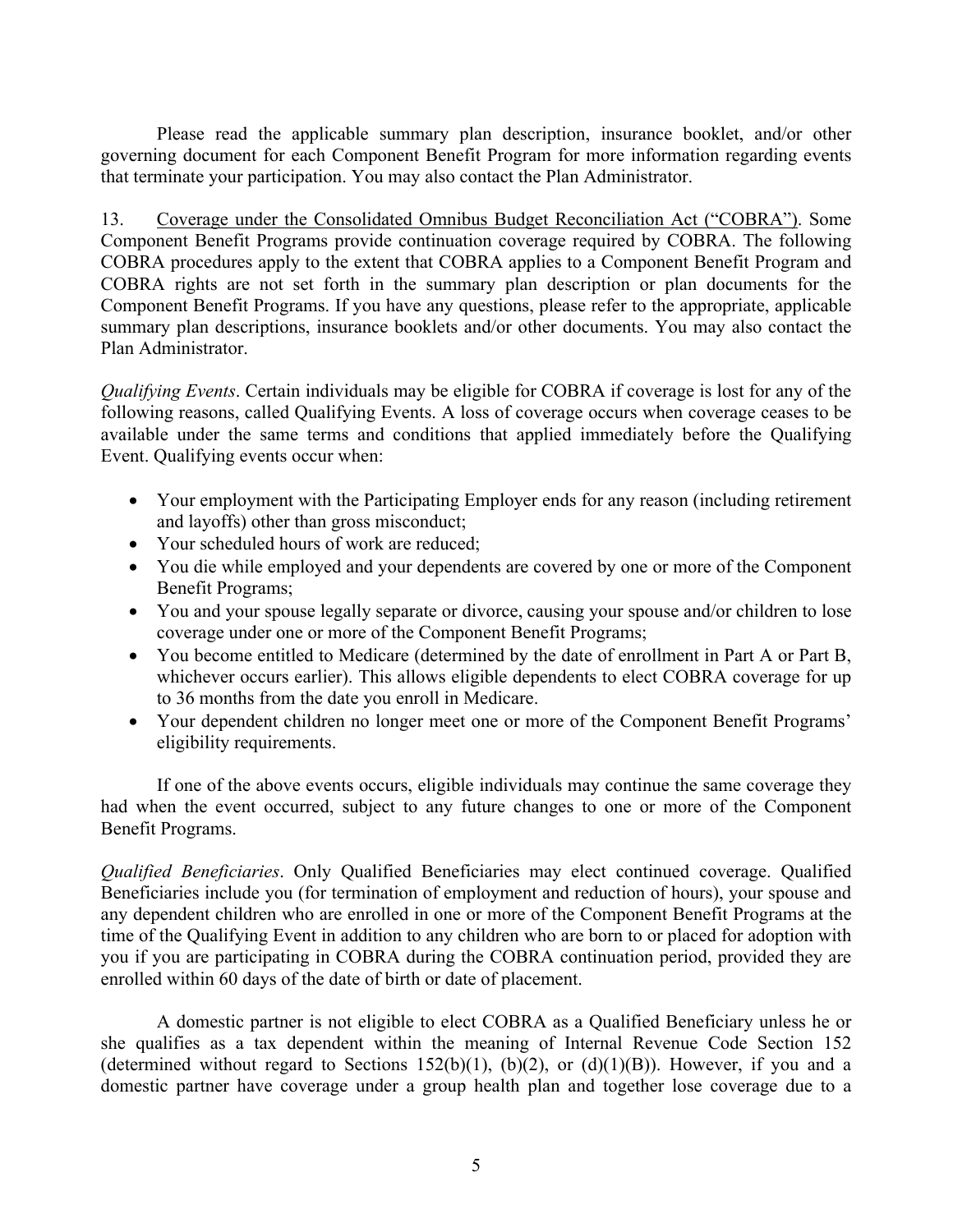Please read the applicable summary plan description, insurance booklet, and/or other governing document for each Component Benefit Program for more information regarding events that terminate your participation. You may also contact the Plan Administrator.

13. <u>Coverage under the Consolidated Omnibus Budget Reconciliation Act ("COBRA")</u>. Some Component Benefit Programs provide continuation coverage required by COBRA. The following COBRA procedures apply to the extent that COBRA applies to a Component Benefit Program and COBRA rights are not set forth in the summary plan description or plan documents for the Component Benefit Programs. If you have any questions, please refer to the appropriate, applicable summary plan descriptions, insurance booklets and/or other documents. You may also contact the Plan Administrator.

*Qualifying Events*. Certain individuals may be eligible for COBRA if coverage is lost for any of the following reasons, called Qualifying Events. A loss of coverage occurs when coverage ceases to be available under the same terms and conditions that applied immediately before the Qualifying Event. Qualifying events occur when:

- Your employment with the Participating Employer ends for any reason (including retirement and layoffs) other than gross misconduct;
- Your scheduled hours of work are reduced;
- You die while employed and your dependents are covered by one or more of the Component Benefit Programs;
- You and your spouse legally separate or divorce, causing your spouse and/or children to lose coverage under one or more of the Component Benefit Programs;
- You become entitled to Medicare (determined by the date of enrollment in Part A or Part B, whichever occurs earlier). This allows eligible dependents to elect COBRA coverage for up to 36 months from the date you enroll in Medicare.
- Your dependent children no longer meet one or more of the Component Benefit Programs' eligibility requirements.

If one of the above events occurs, eligible individuals may continue the same coverage they had when the event occurred, subject to any future changes to one or more of the Component Benefit Programs.

*Qualified Beneficiaries*. Only Qualified Beneficiaries may elect continued coverage. Qualified Beneficiaries include you (for termination of employment and reduction of hours), your spouse and any dependent children who are enrolled in one or more of the Component Benefit Programs at the time of the Qualifying Event in addition to any children who are born to or placed for adoption with you if you are participating in COBRA during the COBRA continuation period, provided they are enrolled within 60 days of the date of birth or date of placement.

A domestic partner is not eligible to elect COBRA as a Qualified Beneficiary unless he or she qualifies as a tax dependent within the meaning of Internal Revenue Code Section 152 (determined without regard to Sections 152(b)(1), (b)(2), or (d)(1)(B)). However, if you and a domestic partner have coverage under a group health plan and together lose coverage due to a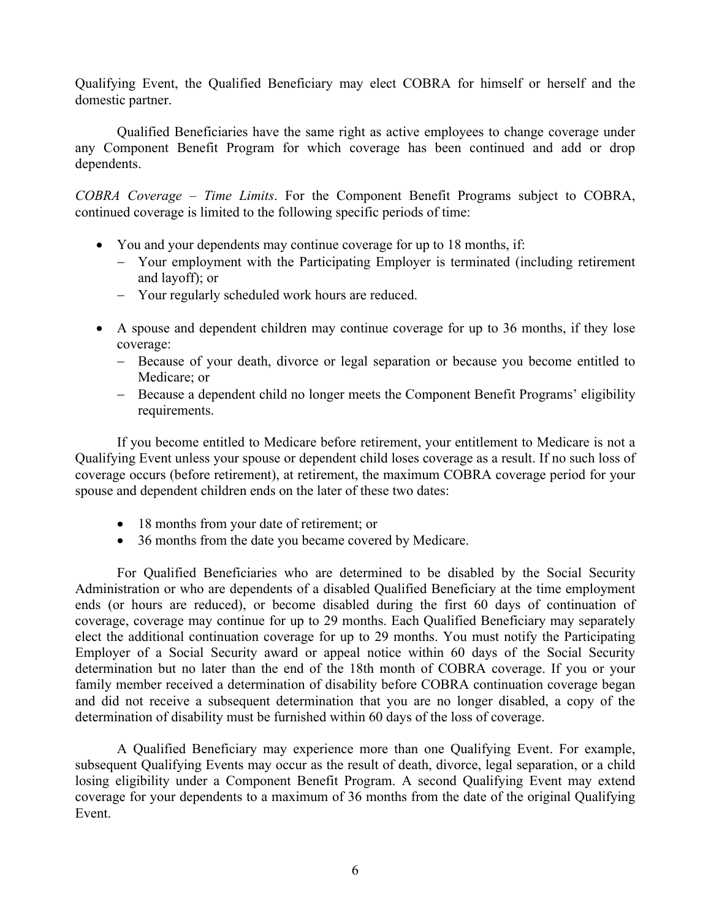Qualifying Event, the Qualified Beneficiary may elect COBRA for himself or herself and the domestic partner.

Qualified Beneficiaries have the same right as active employees to change coverage under any Component Benefit Program for which coverage has been continued and add or drop dependents.

*COBRA Coverage – Time Limits*. For the Component Benefit Programs subject to COBRA, continued coverage is limited to the following specific periods of time:

- You and your dependents may continue coverage for up to 18 months, if:
  - Your employment with the Participating Employer is terminated (including retirement and layoff); or
  - Your regularly scheduled work hours are reduced.

- A spouse and dependent children may continue coverage for up to 36 months, if they lose coverage:
  - Because of your death, divorce or legal separation or because you become entitled to Medicare; or
  - Because a dependent child no longer meets the Component Benefit Programs' eligibility requirements.

If you become entitled to Medicare before retirement, your entitlement to Medicare is not a Qualifying Event unless your spouse or dependent child loses coverage as a result. If no such loss of coverage occurs (before retirement), at retirement, the maximum COBRA coverage period for your spouse and dependent children ends on the later of these two dates:

- 18 months from your date of retirement; or
- 36 months from the date you became covered by Medicare.

For Qualified Beneficiaries who are determined to be disabled by the Social Security Administration or who are dependents of a disabled Qualified Beneficiary at the time employment ends (or hours are reduced), or become disabled during the first 60 days of continuation of coverage, coverage may continue for up to 29 months. Each Qualified Beneficiary may separately elect the additional continuation coverage for up to 29 months. You must notify the Participating Employer of a Social Security award or appeal notice within 60 days of the Social Security determination but no later than the end of the 18th month of COBRA coverage. If you or your family member received a determination of disability before COBRA continuation coverage began and did not receive a subsequent determination that you are no longer disabled, a copy of the determination of disability must be furnished within 60 days of the loss of coverage.

A Qualified Beneficiary may experience more than one Qualifying Event. For example, subsequent Qualifying Events may occur as the result of death, divorce, legal separation, or a child losing eligibility under a Component Benefit Program. A second Qualifying Event may extend coverage for your dependents to a maximum of 36 months from the date of the original Qualifying Event.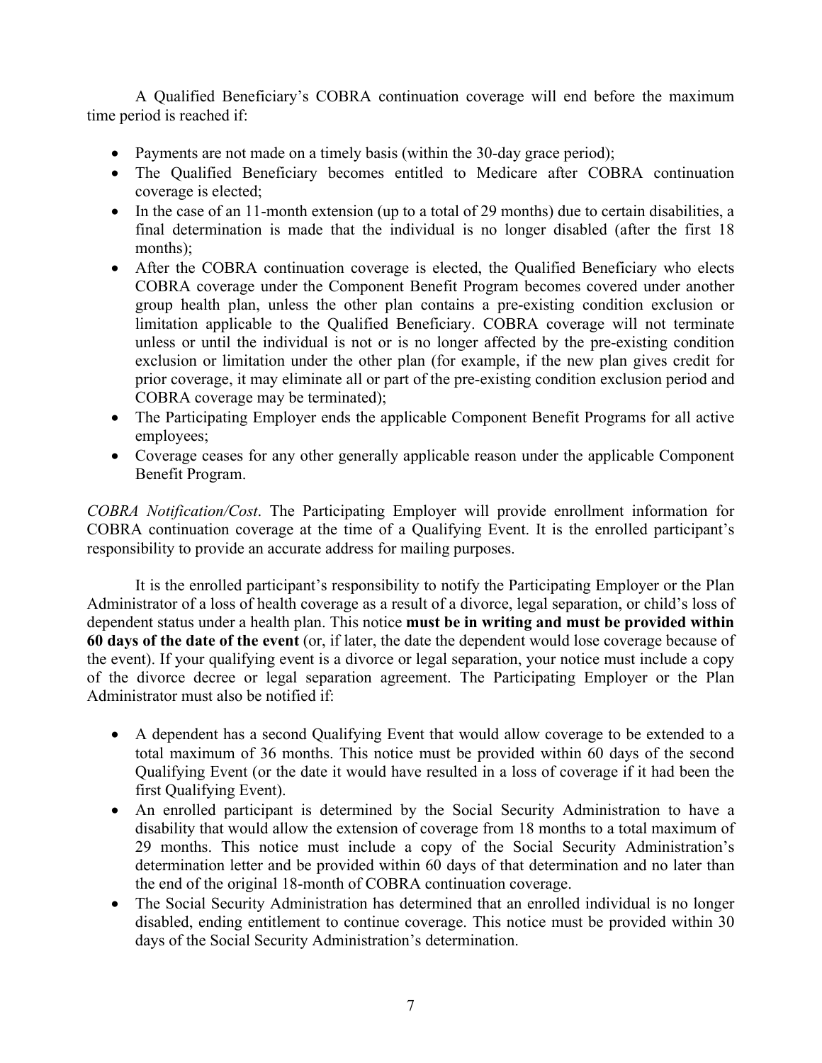A Qualified Beneficiary's COBRA continuation coverage will end before the maximum time period is reached if:

- Payments are not made on a timely basis (within the 30-day grace period);
- The Qualified Beneficiary becomes entitled to Medicare after COBRA continuation coverage is elected;
- In the case of an 11-month extension (up to a total of 29 months) due to certain disabilities, a final determination is made that the individual is no longer disabled (after the first 18 months);
- After the COBRA continuation coverage is elected, the Qualified Beneficiary who elects COBRA coverage under the Component Benefit Program becomes covered under another group health plan, unless the other plan contains a pre-existing condition exclusion or limitation applicable to the Qualified Beneficiary. COBRA coverage will not terminate unless or until the individual is not or is no longer affected by the pre-existing condition exclusion or limitation under the other plan (for example, if the new plan gives credit for prior coverage, it may eliminate all or part of the pre-existing condition exclusion period and COBRA coverage may be terminated);
- The Participating Employer ends the applicable Component Benefit Programs for all active employees;
- Coverage ceases for any other generally applicable reason under the applicable Component Benefit Program.

*COBRA Notification/Cost*. The Participating Employer will provide enrollment information for COBRA continuation coverage at the time of a Qualifying Event. It is the enrolled participant's responsibility to provide an accurate address for mailing purposes.

It is the enrolled participant's responsibility to notify the Participating Employer or the Plan Administrator of a loss of health coverage as a result of a divorce, legal separation, or child's loss of dependent status under a health plan. This notice **must be in writing and must be provided within 60 days of the date of the event** (or, if later, the date the dependent would lose coverage because of the event). If your qualifying event is a divorce or legal separation, your notice must include a copy of the divorce decree or legal separation agreement. The Participating Employer or the Plan Administrator must also be notified if:

- A dependent has a second Qualifying Event that would allow coverage to be extended to a total maximum of 36 months. This notice must be provided within 60 days of the second Qualifying Event (or the date it would have resulted in a loss of coverage if it had been the first Qualifying Event).
- An enrolled participant is determined by the Social Security Administration to have a disability that would allow the extension of coverage from 18 months to a total maximum of 29 months. This notice must include a copy of the Social Security Administration's determination letter and be provided within 60 days of that determination and no later than the end of the original 18-month of COBRA continuation coverage.
- The Social Security Administration has determined that an enrolled individual is no longer disabled, ending entitlement to continue coverage. This notice must be provided within 30 days of the Social Security Administration's determination.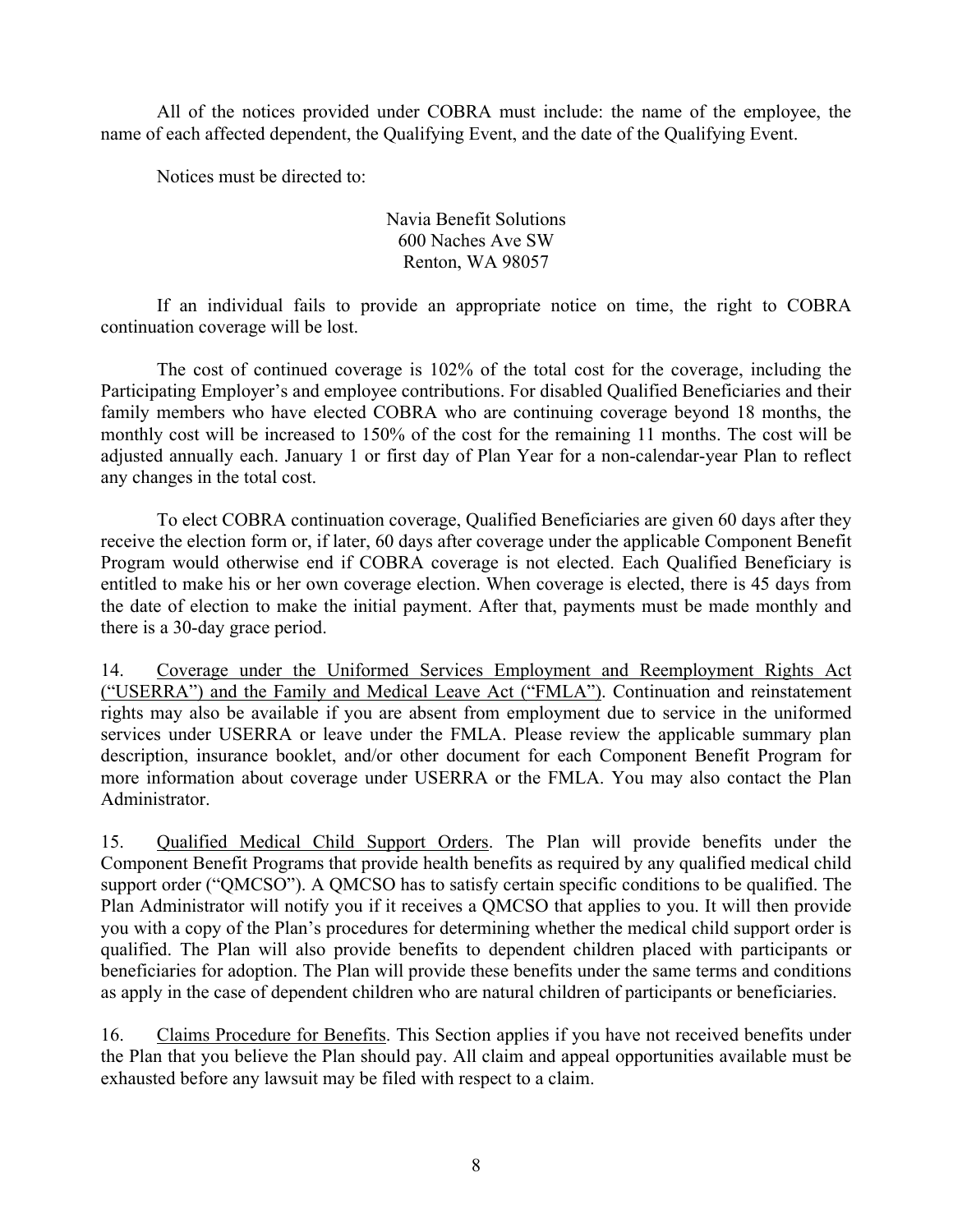All of the notices provided under COBRA must include: the name of the employee, the name of each affected dependent, the Qualifying Event, and the date of the Qualifying Event.

Notices must be directed to:

Navia Benefit Solutions  
600 Naches Ave SW  
Renton, WA 98057

If an individual fails to provide an appropriate notice on time, the right to COBRA continuation coverage will be lost.

The cost of continued coverage is 102% of the total cost for the coverage, including the Participating Employer's and employee contributions. For disabled Qualified Beneficiaries and their family members who have elected COBRA who are continuing coverage beyond 18 months, the monthly cost will be increased to 150% of the cost for the remaining 11 months. The cost will be adjusted annually each. January 1 or first day of Plan Year for a non-calendar-year Plan to reflect any changes in the total cost.

To elect COBRA continuation coverage, Qualified Beneficiaries are given 60 days after they receive the election form or, if later, 60 days after coverage under the applicable Component Benefit Program would otherwise end if COBRA coverage is not elected. Each Qualified Beneficiary is entitled to make his or her own coverage election. When coverage is elected, there is 45 days from the date of election to make the initial payment. After that, payments must be made monthly and there is a 30-day grace period.

14. Coverage under the Uniformed Services Employment and Reemployment Rights Act ("USERRA") and the Family and Medical Leave Act ("FMLA"). Continuation and reinstatement rights may also be available if you are absent from employment due to service in the uniformed services under USERRA or leave under the FMLA. Please review the applicable summary plan description, insurance booklet, and/or other document for each Component Benefit Program for more information about coverage under USERRA or the FMLA. You may also contact the Plan Administrator.

15. Qualified Medical Child Support Orders. The Plan will provide benefits under the Component Benefit Programs that provide health benefits as required by any qualified medical child support order ("QMCSO"). A QMCSO has to satisfy certain specific conditions to be qualified. The Plan Administrator will notify you if it receives a QMCSO that applies to you. It will then provide you with a copy of the Plan's procedures for determining whether the medical child support order is qualified. The Plan will also provide benefits to dependent children placed with participants or beneficiaries for adoption. The Plan will provide these benefits under the same terms and conditions as apply in the case of dependent children who are natural children of participants or beneficiaries.

16. Claims Procedure for Benefits. This Section applies if you have not received benefits under the Plan that you believe the Plan should pay. All claim and appeal opportunities available must be exhausted before any lawsuit may be filed with respect to a claim.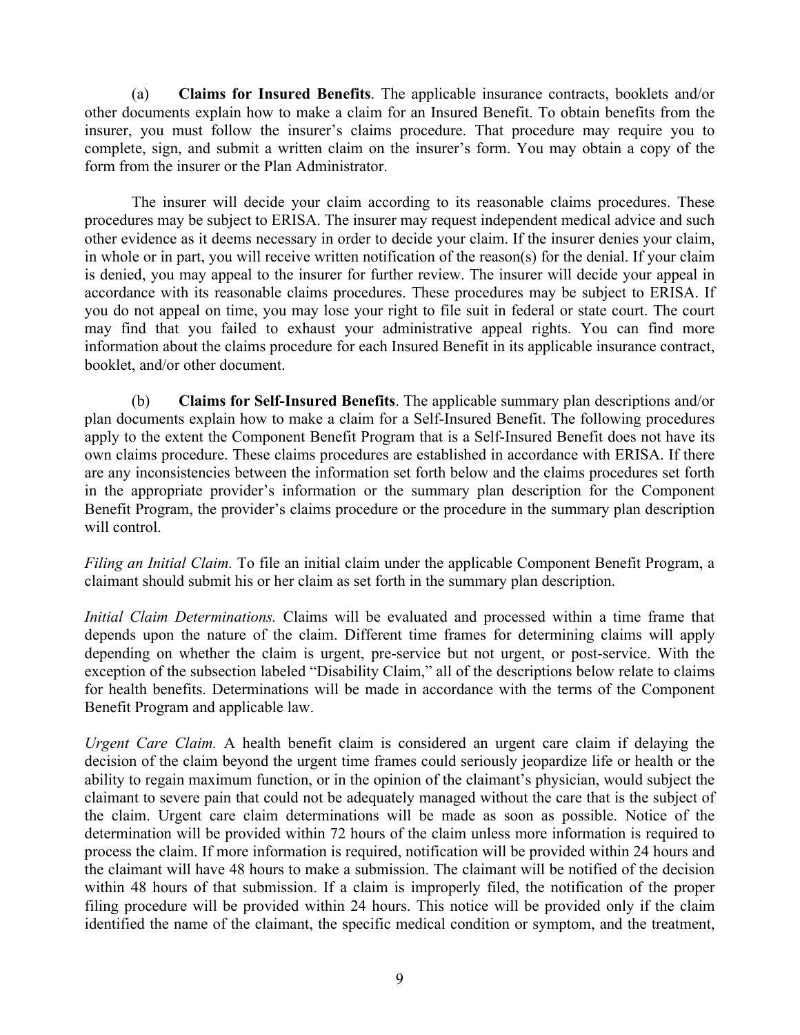(a) **Claims for Insured Benefits**. The applicable insurance contracts, booklets and/or other documents explain how to make a claim for an Insured Benefit. To obtain benefits from the insurer, you must follow the insurer's claims procedure. That procedure may require you to complete, sign, and submit a written claim on the insurer's form. You may obtain a copy of the form from the insurer or the Plan Administrator.

The insurer will decide your claim according to its reasonable claims procedures. These procedures may be subject to ERISA. The insurer may request independent medical advice and such other evidence as it deems necessary in order to decide your claim. If the insurer denies your claim, in whole or in part, you will receive written notification of the reason(s) for the denial. If your claim is denied, you may appeal to the insurer for further review. The insurer will decide your appeal in accordance with its reasonable claims procedures. These procedures may be subject to ERISA. If you do not appeal on time, you may lose your right to file suit in federal or state court. The court may find that you failed to exhaust your administrative appeal rights. You can find more information about the claims procedure for each Insured Benefit in its applicable insurance contract, booklet, and/or other document.

(b) **Claims for Self-Insured Benefits**. The applicable summary plan descriptions and/or plan documents explain how to make a claim for a Self-Insured Benefit. The following procedures apply to the extent the Component Benefit Program that is a Self-Insured Benefit does not have its own claims procedure. These claims procedures are established in accordance with ERISA. If there are any inconsistencies between the information set forth below and the claims procedures set forth in the appropriate provider's information or the summary plan description for the Component Benefit Program, the provider's claims procedure or the procedure in the summary plan description will control.

*Filing an Initial Claim.* To file an initial claim under the applicable Component Benefit Program, a claimant should submit his or her claim as set forth in the summary plan description.

*Initial Claim Determinations.* Claims will be evaluated and processed within a time frame that depends upon the nature of the claim. Different time frames for determining claims will apply depending on whether the claim is urgent, pre-service but not urgent, or post-service. With the exception of the subsection labeled "Disability Claim," all of the descriptions below relate to claims for health benefits. Determinations will be made in accordance with the terms of the Component Benefit Program and applicable law.

*Urgent Care Claim.* A health benefit claim is considered an urgent care claim if delaying the decision of the claim beyond the urgent time frames could seriously jeopardize life or health or the ability to regain maximum function, or in the opinion of the claimant's physician, would subject the claimant to severe pain that could not be adequately managed without the care that is the subject of the claim. Urgent care claim determinations will be made as soon as possible. Notice of the determination will be provided within 72 hours of the claim unless more information is required to process the claim. If more information is required, notification will be provided within 24 hours and the claimant will have 48 hours to make a submission. The claimant will be notified of the decision within 48 hours of that submission. If a claim is improperly filed, the notification of the proper filing procedure will be provided within 24 hours. This notice will be provided only if the claim identified the name of the claimant, the specific medical condition or symptom, and the treatment,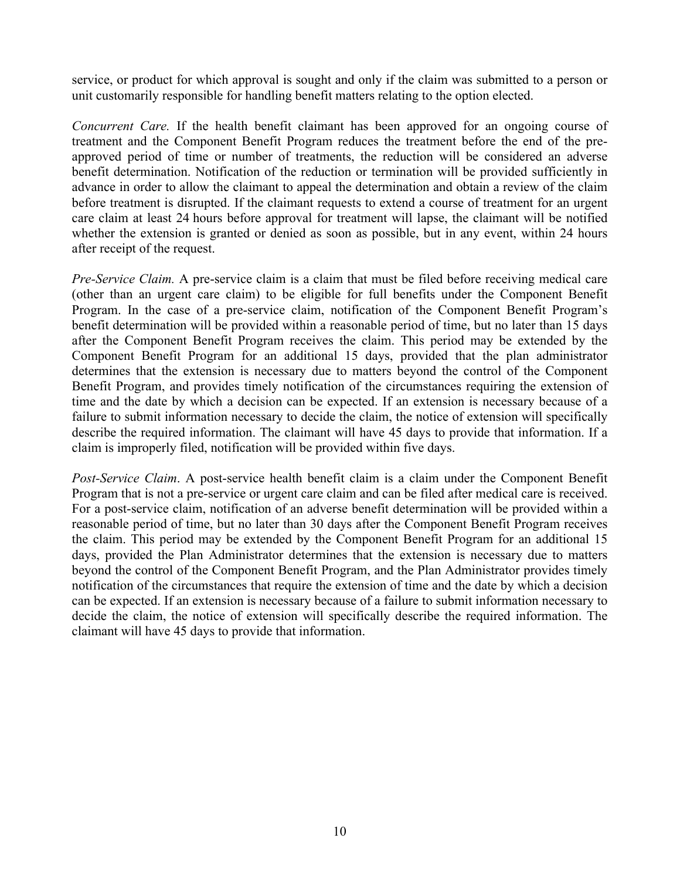service, or product for which approval is sought and only if the claim was submitted to a person or unit customarily responsible for handling benefit matters relating to the option elected.

*Concurrent Care.* If the health benefit claimant has been approved for an ongoing course of treatment and the Component Benefit Program reduces the treatment before the end of the pre-approved period of time or number of treatments, the reduction will be considered an adverse benefit determination. Notification of the reduction or termination will be provided sufficiently in advance in order to allow the claimant to appeal the determination and obtain a review of the claim before treatment is disrupted. If the claimant requests to extend a course of treatment for an urgent care claim at least 24 hours before approval for treatment will lapse, the claimant will be notified whether the extension is granted or denied as soon as possible, but in any event, within 24 hours after receipt of the request.

*Pre-Service Claim.* A pre-service claim is a claim that must be filed before receiving medical care (other than an urgent care claim) to be eligible for full benefits under the Component Benefit Program. In the case of a pre-service claim, notification of the Component Benefit Program's benefit determination will be provided within a reasonable period of time, but no later than 15 days after the Component Benefit Program receives the claim. This period may be extended by the Component Benefit Program for an additional 15 days, provided that the plan administrator determines that the extension is necessary due to matters beyond the control of the Component Benefit Program, and provides timely notification of the circumstances requiring the extension of time and the date by which a decision can be expected. If an extension is necessary because of a failure to submit information necessary to decide the claim, the notice of extension will specifically describe the required information. The claimant will have 45 days to provide that information. If a claim is improperly filed, notification will be provided within five days.

*Post-Service Claim*. A post-service health benefit claim is a claim under the Component Benefit Program that is not a pre-service or urgent care claim and can be filed after medical care is received. For a post-service claim, notification of an adverse benefit determination will be provided within a reasonable period of time, but no later than 30 days after the Component Benefit Program receives the claim. This period may be extended by the Component Benefit Program for an additional 15 days, provided the Plan Administrator determines that the extension is necessary due to matters beyond the control of the Component Benefit Program, and the Plan Administrator provides timely notification of the circumstances that require the extension of time and the date by which a decision can be expected. If an extension is necessary because of a failure to submit information necessary to decide the claim, the notice of extension will specifically describe the required information. The claimant will have 45 days to provide that information.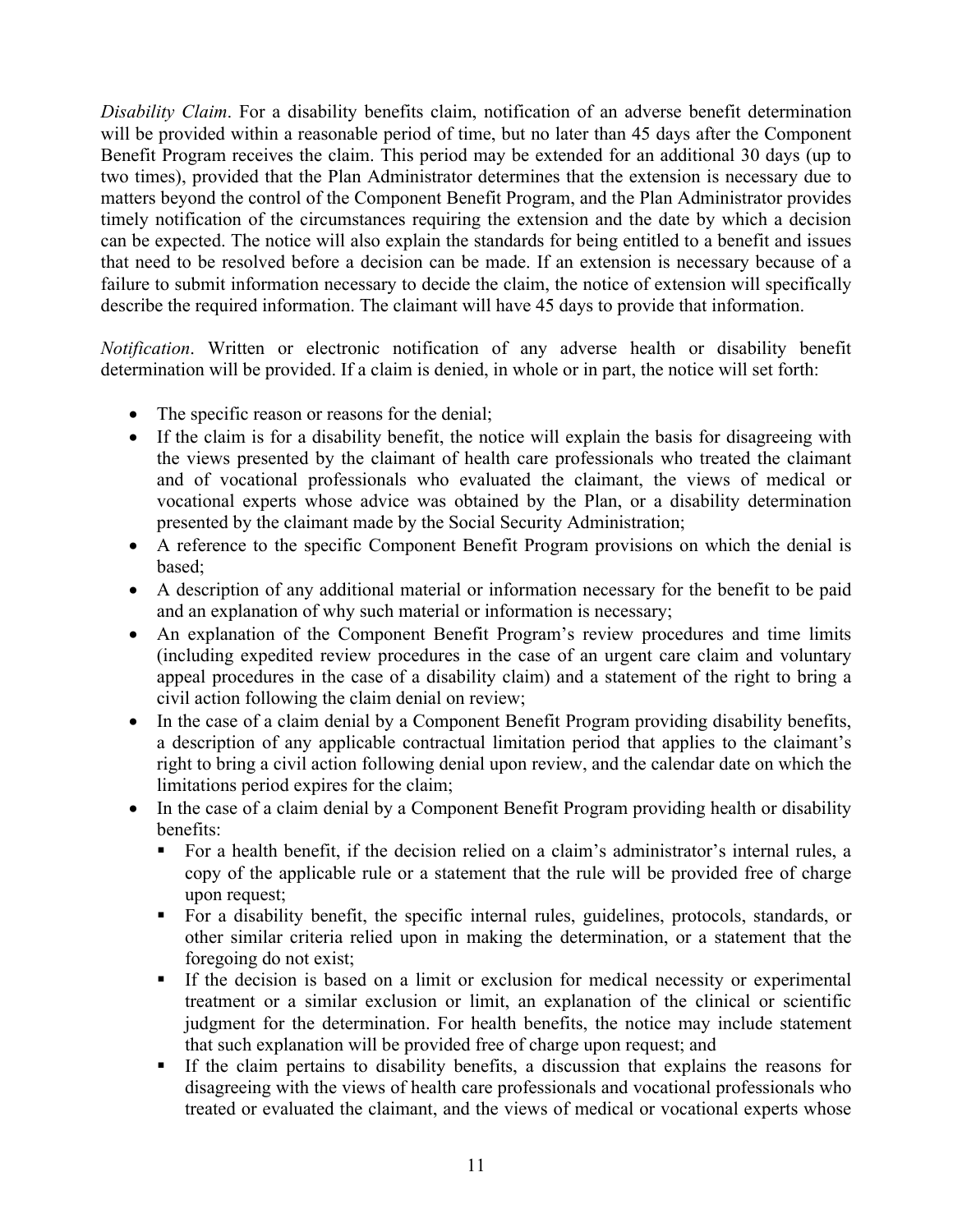*Disability Claim*. For a disability benefits claim, notification of an adverse benefit determination will be provided within a reasonable period of time, but no later than 45 days after the Component Benefit Program receives the claim. This period may be extended for an additional 30 days (up to two times), provided that the Plan Administrator determines that the extension is necessary due to matters beyond the control of the Component Benefit Program, and the Plan Administrator provides timely notification of the circumstances requiring the extension and the date by which a decision can be expected. The notice will also explain the standards for being entitled to a benefit and issues that need to be resolved before a decision can be made. If an extension is necessary because of a failure to submit information necessary to decide the claim, the notice of extension will specifically describe the required information. The claimant will have 45 days to provide that information.

*Notification*. Written or electronic notification of any adverse health or disability benefit determination will be provided. If a claim is denied, in whole or in part, the notice will set forth:

- The specific reason or reasons for the denial;
- If the claim is for a disability benefit, the notice will explain the basis for disagreeing with the views presented by the claimant of health care professionals who treated the claimant and of vocational professionals who evaluated the claimant, the views of medical or vocational experts whose advice was obtained by the Plan, or a disability determination presented by the claimant made by the Social Security Administration;
- A reference to the specific Component Benefit Program provisions on which the denial is based;
- A description of any additional material or information necessary for the benefit to be paid and an explanation of why such material or information is necessary;
- An explanation of the Component Benefit Program's review procedures and time limits (including expedited review procedures in the case of an urgent care claim and voluntary appeal procedures in the case of a disability claim) and a statement of the right to bring a civil action following the claim denial on review;
- In the case of a claim denial by a Component Benefit Program providing disability benefits, a description of any applicable contractual limitation period that applies to the claimant's right to bring a civil action following denial upon review, and the calendar date on which the limitations period expires for the claim;
- In the case of a claim denial by a Component Benefit Program providing health or disability benefits:
  - For a health benefit, if the decision relied on a claim's administrator's internal rules, a copy of the applicable rule or a statement that the rule will be provided free of charge upon request;
  - For a disability benefit, the specific internal rules, guidelines, protocols, standards, or other similar criteria relied upon in making the determination, or a statement that the foregoing do not exist;
  - If the decision is based on a limit or exclusion for medical necessity or experimental treatment or a similar exclusion or limit, an explanation of the clinical or scientific judgment for the determination. For health benefits, the notice may include statement that such explanation will be provided free of charge upon request; and
  - If the claim pertains to disability benefits, a discussion that explains the reasons for disagreeing with the views of health care professionals and vocational professionals who treated or evaluated the claimant, and the views of medical or vocational experts whose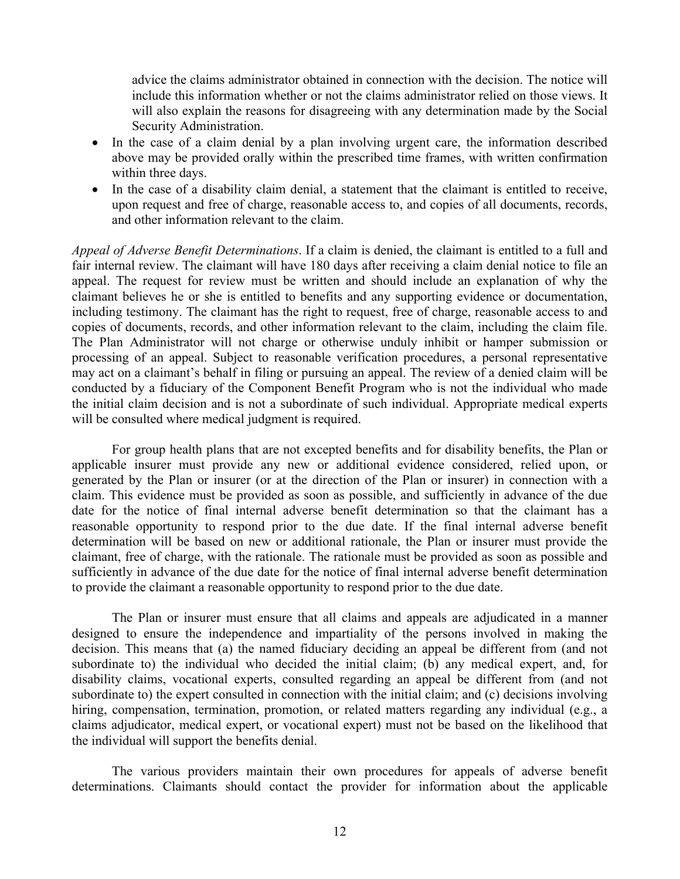advice the claims administrator obtained in connection with the decision. The notice will include this information whether or not the claims administrator relied on those views. It will also explain the reasons for disagreeing with any determination made by the Social Security Administration.

- In the case of a claim denial by a plan involving urgent care, the information described above may be provided orally within the prescribed time frames, with written confirmation within three days.
- In the case of a disability claim denial, a statement that the claimant is entitled to receive, upon request and free of charge, reasonable access to, and copies of all documents, records, and other information relevant to the claim.

*Appeal of Adverse Benefit Determinations*. If a claim is denied, the claimant is entitled to a full and fair internal review. The claimant will have 180 days after receiving a claim denial notice to file an appeal. The request for review must be written and should include an explanation of why the claimant believes he or she is entitled to benefits and any supporting evidence or documentation, including testimony. The claimant has the right to request, free of charge, reasonable access to and copies of documents, records, and other information relevant to the claim, including the claim file. The Plan Administrator will not charge or otherwise unduly inhibit or hamper submission or processing of an appeal. Subject to reasonable verification procedures, a personal representative may act on a claimant's behalf in filing or pursuing an appeal. The review of a denied claim will be conducted by a fiduciary of the Component Benefit Program who is not the individual who made the initial claim decision and is not a subordinate of such individual. Appropriate medical experts will be consulted where medical judgment is required.

For group health plans that are not excepted benefits and for disability benefits, the Plan or applicable insurer must provide any new or additional evidence considered, relied upon, or generated by the Plan or insurer (or at the direction of the Plan or insurer) in connection with a claim. This evidence must be provided as soon as possible, and sufficiently in advance of the due date for the notice of final internal adverse benefit determination so that the claimant has a reasonable opportunity to respond prior to the due date. If the final internal adverse benefit determination will be based on new or additional rationale, the Plan or insurer must provide the claimant, free of charge, with the rationale. The rationale must be provided as soon as possible and sufficiently in advance of the due date for the notice of final internal adverse benefit determination to provide the claimant a reasonable opportunity to respond prior to the due date.

The Plan or insurer must ensure that all claims and appeals are adjudicated in a manner designed to ensure the independence and impartiality of the persons involved in making the decision. This means that (a) the named fiduciary deciding an appeal be different from (and not subordinate to) the individual who decided the initial claim; (b) any medical expert, and, for disability claims, vocational experts, consulted regarding an appeal be different from (and not subordinate to) the expert consulted in connection with the initial claim; and (c) decisions involving hiring, compensation, termination, promotion, or related matters regarding any individual (e.g., a claims adjudicator, medical expert, or vocational expert) must not be based on the likelihood that the individual will support the benefits denial.

The various providers maintain their own procedures for appeals of adverse benefit determinations. Claimants should contact the provider for information about the applicable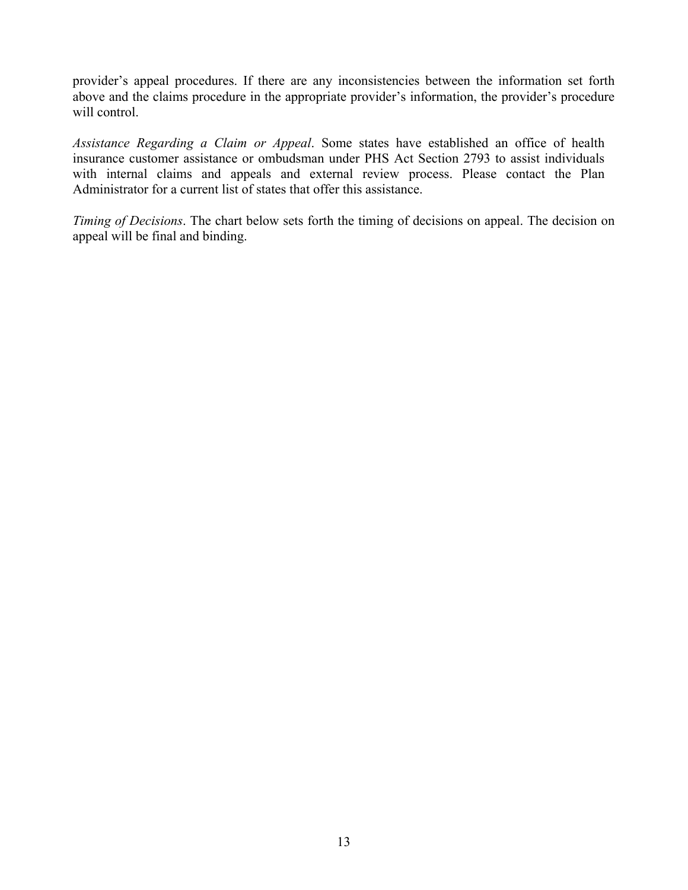provider's appeal procedures. If there are any inconsistencies between the information set forth above and the claims procedure in the appropriate provider's information, the provider's procedure will control.

*Assistance Regarding a Claim or Appeal*. Some states have established an office of health insurance customer assistance or ombudsman under PHS Act Section 2793 to assist individuals with internal claims and appeals and external review process. Please contact the Plan Administrator for a current list of states that offer this assistance.

*Timing of Decisions*. The chart below sets forth the timing of decisions on appeal. The decision on appeal will be final and binding.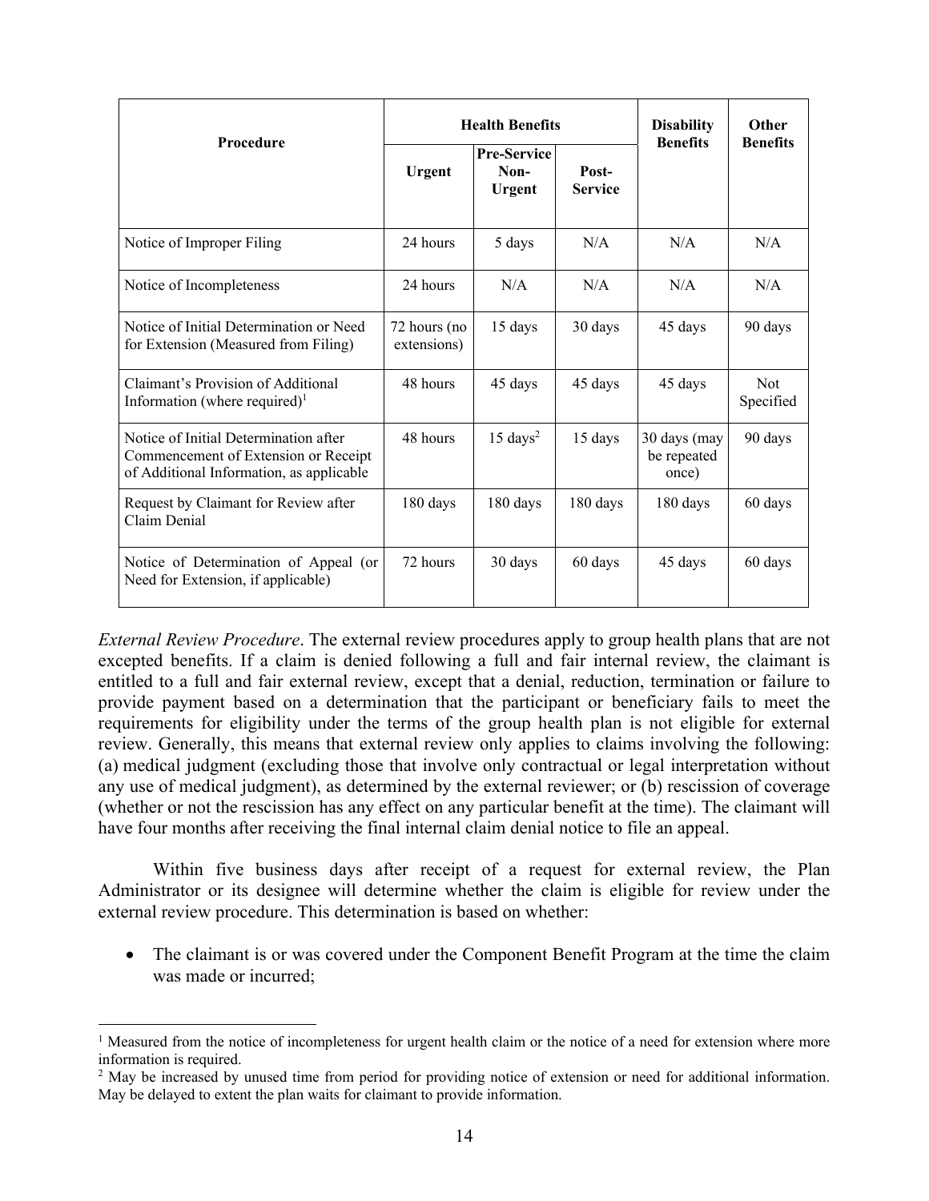| Procedure | Health Benefits | | | Disability Benefits | Other Benefits |
|---|---|---|---|---|---|
| | Urgent | Pre-Service Non-Urgent | Post-Service | | |
| Notice of Improper Filing | 24 hours | 5 days | N/A | N/A | N/A |
| Notice of Incompleteness | 24 hours | N/A | N/A | N/A | N/A |
| Notice of Initial Determination or Need for Extension (Measured from Filing) | 72 hours (no extensions) | 15 days | 30 days | 45 days | 90 days |
| Claimant's Provision of Additional Information (where required)[1] | 48 hours | 45 days | 45 days | 45 days | Not Specified |
| Notice of Initial Determination after Commencement of Extension or Receipt of Additional Information, as applicable | 48 hours | 15 days[2] | 15 days | 30 days (may be repeated once) | 90 days |
| Request by Claimant for Review after Claim Denial | 180 days | 180 days | 180 days | 180 days | 60 days |
| Notice of Determination of Appeal (or Need for Extension, if applicable) | 72 hours | 30 days | 60 days | 45 days | 60 days |

*External Review Procedure*. The external review procedures apply to group health plans that are not excepted benefits. If a claim is denied following a full and fair internal review, the claimant is entitled to a full and fair external review, except that a denial, reduction, termination or failure to provide payment based on a determination that the participant or beneficiary fails to meet the requirements for eligibility under the terms of the group health plan is not eligible for external review. Generally, this means that external review only applies to claims involving the following: (a) medical judgment (excluding those that involve only contractual or legal interpretation without any use of medical judgment), as determined by the external reviewer; or (b) rescission of coverage (whether or not the rescission has any effect on any particular benefit at the time). The claimant will have four months after receiving the final internal claim denial notice to file an appeal.

Within five business days after receipt of a request for external review, the Plan Administrator or its designee will determine whether the claim is eligible for review under the external review procedure. This determination is based on whether:

- The claimant is or was covered under the Component Benefit Program at the time the claim was made or incurred;

[1] Measured from the notice of incompleteness for urgent health claim or the notice of a need for extension where more information is required.

[2] May be increased by unused time from period for providing notice of extension or need for additional information. May be delayed to extent the plan waits for claimant to provide information.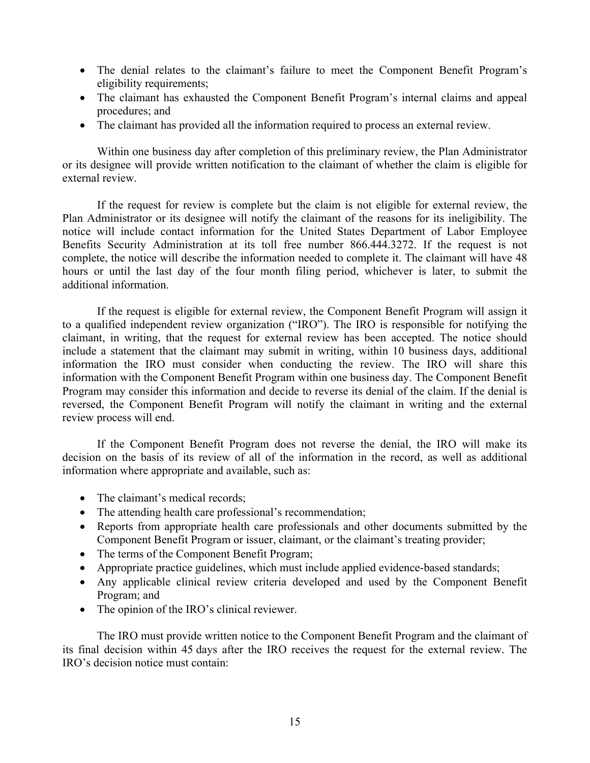- The denial relates to the claimant's failure to meet the Component Benefit Program's eligibility requirements;
- The claimant has exhausted the Component Benefit Program's internal claims and appeal procedures; and
- The claimant has provided all the information required to process an external review.

Within one business day after completion of this preliminary review, the Plan Administrator or its designee will provide written notification to the claimant of whether the claim is eligible for external review.

If the request for review is complete but the claim is not eligible for external review, the Plan Administrator or its designee will notify the claimant of the reasons for its ineligibility. The notice will include contact information for the United States Department of Labor Employee Benefits Security Administration at its toll free number 866.444.3272. If the request is not complete, the notice will describe the information needed to complete it. The claimant will have 48 hours or until the last day of the four month filing period, whichever is later, to submit the additional information.

If the request is eligible for external review, the Component Benefit Program will assign it to a qualified independent review organization ("IRO"). The IRO is responsible for notifying the claimant, in writing, that the request for external review has been accepted. The notice should include a statement that the claimant may submit in writing, within 10 business days, additional information the IRO must consider when conducting the review. The IRO will share this information with the Component Benefit Program within one business day. The Component Benefit Program may consider this information and decide to reverse its denial of the claim. If the denial is reversed, the Component Benefit Program will notify the claimant in writing and the external review process will end.

If the Component Benefit Program does not reverse the denial, the IRO will make its decision on the basis of its review of all of the information in the record, as well as additional information where appropriate and available, such as:

- The claimant's medical records;
- The attending health care professional's recommendation;
- Reports from appropriate health care professionals and other documents submitted by the Component Benefit Program or issuer, claimant, or the claimant's treating provider;
- The terms of the Component Benefit Program;
- Appropriate practice guidelines, which must include applied evidence-based standards;
- Any applicable clinical review criteria developed and used by the Component Benefit Program; and
- The opinion of the IRO's clinical reviewer.

The IRO must provide written notice to the Component Benefit Program and the claimant of its final decision within 45 days after the IRO receives the request for the external review. The IRO's decision notice must contain: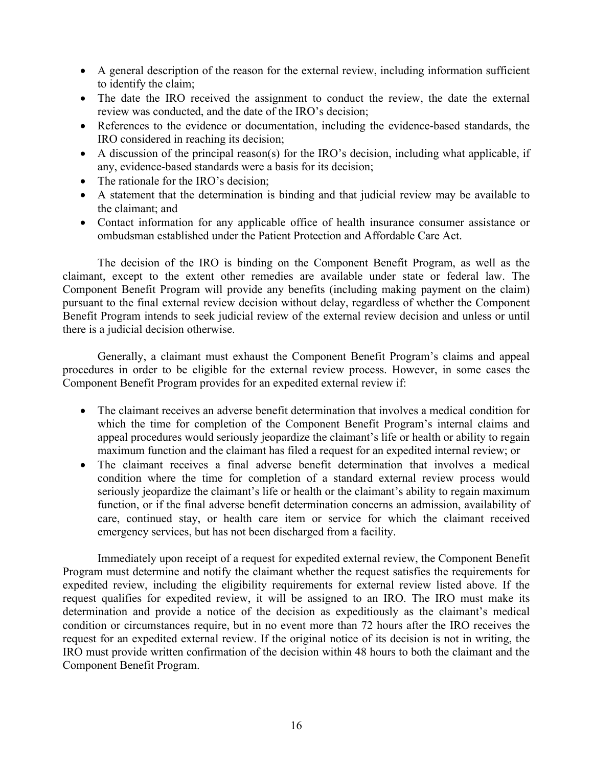- A general description of the reason for the external review, including information sufficient to identify the claim;
- The date the IRO received the assignment to conduct the review, the date the external review was conducted, and the date of the IRO's decision;
- References to the evidence or documentation, including the evidence-based standards, the IRO considered in reaching its decision;
- A discussion of the principal reason(s) for the IRO's decision, including what applicable, if any, evidence-based standards were a basis for its decision;
- The rationale for the IRO's decision;
- A statement that the determination is binding and that judicial review may be available to the claimant; and
- Contact information for any applicable office of health insurance consumer assistance or ombudsman established under the Patient Protection and Affordable Care Act.

The decision of the IRO is binding on the Component Benefit Program, as well as the claimant, except to the extent other remedies are available under state or federal law. The Component Benefit Program will provide any benefits (including making payment on the claim) pursuant to the final external review decision without delay, regardless of whether the Component Benefit Program intends to seek judicial review of the external review decision and unless or until there is a judicial decision otherwise.

Generally, a claimant must exhaust the Component Benefit Program's claims and appeal procedures in order to be eligible for the external review process. However, in some cases the Component Benefit Program provides for an expedited external review if:

- The claimant receives an adverse benefit determination that involves a medical condition for which the time for completion of the Component Benefit Program's internal claims and appeal procedures would seriously jeopardize the claimant's life or health or ability to regain maximum function and the claimant has filed a request for an expedited internal review; or
- The claimant receives a final adverse benefit determination that involves a medical condition where the time for completion of a standard external review process would seriously jeopardize the claimant's life or health or the claimant's ability to regain maximum function, or if the final adverse benefit determination concerns an admission, availability of care, continued stay, or health care item or service for which the claimant received emergency services, but has not been discharged from a facility.

Immediately upon receipt of a request for expedited external review, the Component Benefit Program must determine and notify the claimant whether the request satisfies the requirements for expedited review, including the eligibility requirements for external review listed above. If the request qualifies for expedited review, it will be assigned to an IRO. The IRO must make its determination and provide a notice of the decision as expeditiously as the claimant's medical condition or circumstances require, but in no event more than 72 hours after the IRO receives the request for an expedited external review. If the original notice of its decision is not in writing, the IRO must provide written confirmation of the decision within 48 hours to both the claimant and the Component Benefit Program.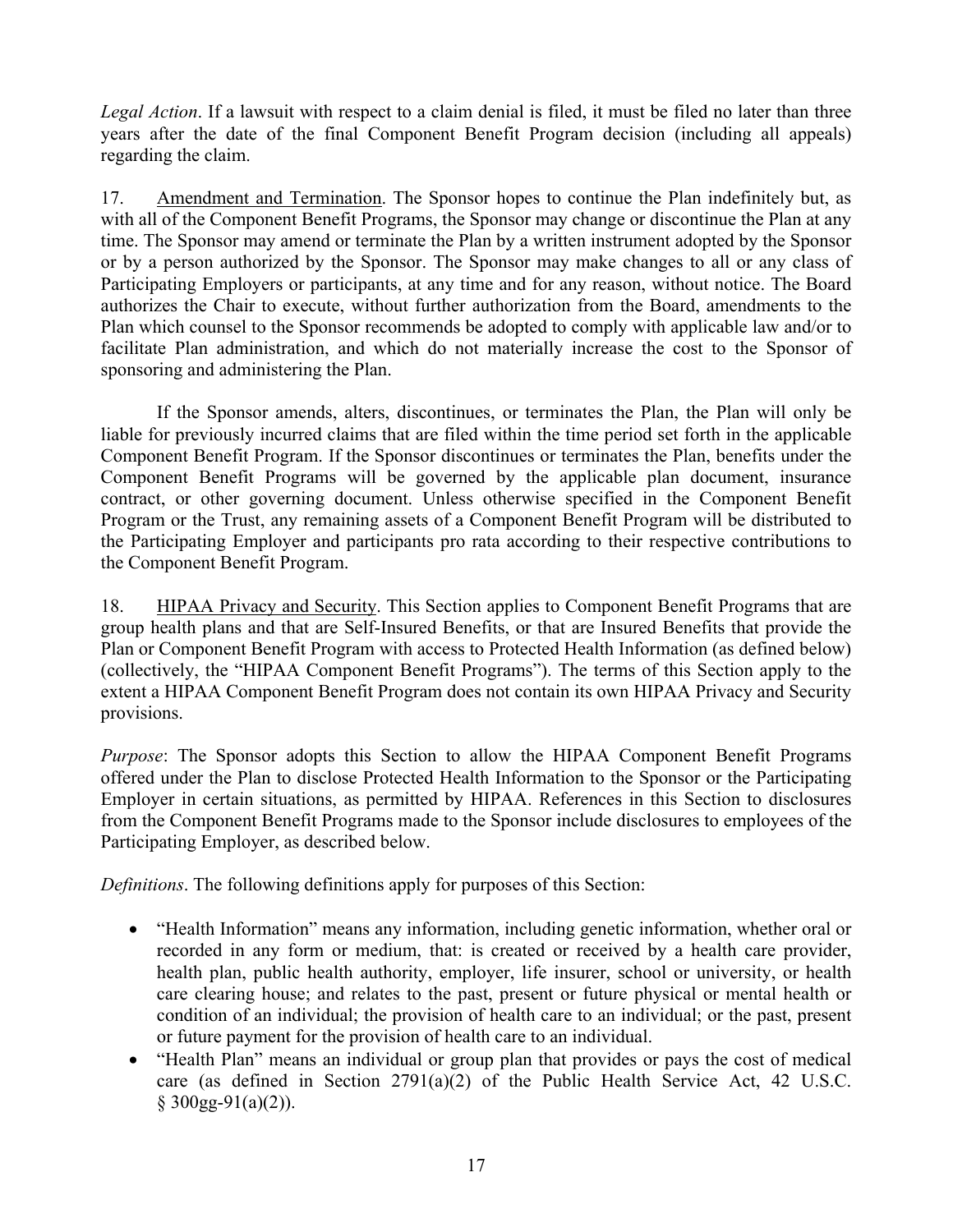*Legal Action*. If a lawsuit with respect to a claim denial is filed, it must be filed no later than three years after the date of the final Component Benefit Program decision (including all appeals) regarding the claim.

17. Amendment and Termination. The Sponsor hopes to continue the Plan indefinitely but, as with all of the Component Benefit Programs, the Sponsor may change or discontinue the Plan at any time. The Sponsor may amend or terminate the Plan by a written instrument adopted by the Sponsor or by a person authorized by the Sponsor. The Sponsor may make changes to all or any class of Participating Employers or participants, at any time and for any reason, without notice. The Board authorizes the Chair to execute, without further authorization from the Board, amendments to the Plan which counsel to the Sponsor recommends be adopted to comply with applicable law and/or to facilitate Plan administration, and which do not materially increase the cost to the Sponsor of sponsoring and administering the Plan.

If the Sponsor amends, alters, discontinues, or terminates the Plan, the Plan will only be liable for previously incurred claims that are filed within the time period set forth in the applicable Component Benefit Program. If the Sponsor discontinues or terminates the Plan, benefits under the Component Benefit Programs will be governed by the applicable plan document, insurance contract, or other governing document. Unless otherwise specified in the Component Benefit Program or the Trust, any remaining assets of a Component Benefit Program will be distributed to the Participating Employer and participants pro rata according to their respective contributions to the Component Benefit Program.

18. HIPAA Privacy and Security. This Section applies to Component Benefit Programs that are group health plans and that are Self-Insured Benefits, or that are Insured Benefits that provide the Plan or Component Benefit Program with access to Protected Health Information (as defined below) (collectively, the "HIPAA Component Benefit Programs"). The terms of this Section apply to the extent a HIPAA Component Benefit Program does not contain its own HIPAA Privacy and Security provisions.

*Purpose*: The Sponsor adopts this Section to allow the HIPAA Component Benefit Programs offered under the Plan to disclose Protected Health Information to the Sponsor or the Participating Employer in certain situations, as permitted by HIPAA. References in this Section to disclosures from the Component Benefit Programs made to the Sponsor include disclosures to employees of the Participating Employer, as described below.

*Definitions*. The following definitions apply for purposes of this Section:

- "Health Information" means any information, including genetic information, whether oral or recorded in any form or medium, that: is created or received by a health care provider, health plan, public health authority, employer, life insurer, school or university, or health care clearing house; and relates to the past, present or future physical or mental health or condition of an individual; the provision of health care to an individual; or the past, present or future payment for the provision of health care to an individual.
- "Health Plan" means an individual or group plan that provides or pays the cost of medical care (as defined in Section 2791(a)(2) of the Public Health Service Act, 42 U.S.C. § 300gg-91(a)(2)).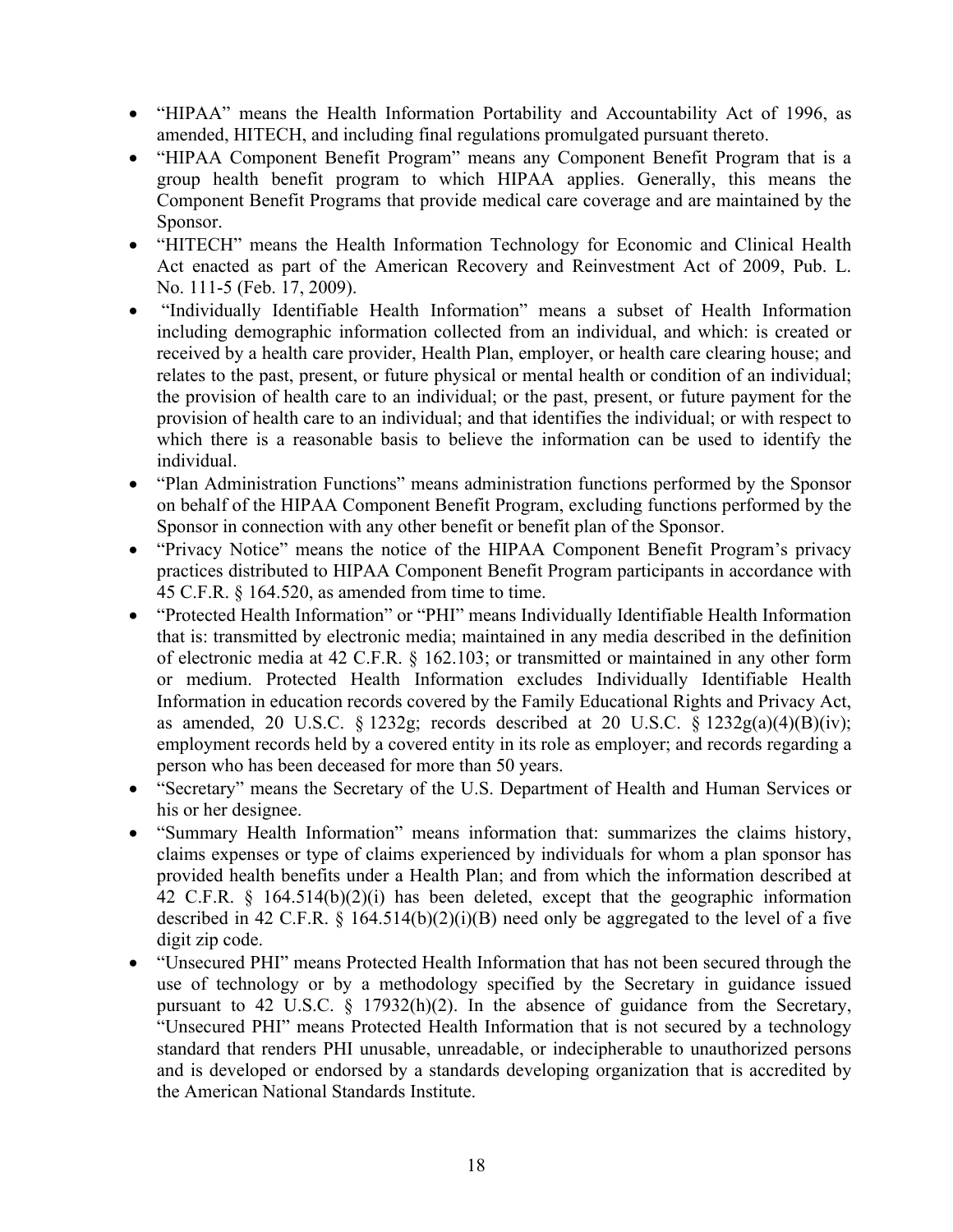- "HIPAA" means the Health Information Portability and Accountability Act of 1996, as amended, HITECH, and including final regulations promulgated pursuant thereto.
- "HIPAA Component Benefit Program" means any Component Benefit Program that is a group health benefit program to which HIPAA applies. Generally, this means the Component Benefit Programs that provide medical care coverage and are maintained by the Sponsor.
- "HITECH" means the Health Information Technology for Economic and Clinical Health Act enacted as part of the American Recovery and Reinvestment Act of 2009, Pub. L. No. 111-5 (Feb. 17, 2009).
- "Individually Identifiable Health Information" means a subset of Health Information including demographic information collected from an individual, and which: is created or received by a health care provider, Health Plan, employer, or health care clearing house; and relates to the past, present, or future physical or mental health or condition of an individual; the provision of health care to an individual; or the past, present, or future payment for the provision of health care to an individual; and that identifies the individual; or with respect to which there is a reasonable basis to believe the information can be used to identify the individual.
- "Plan Administration Functions" means administration functions performed by the Sponsor on behalf of the HIPAA Component Benefit Program, excluding functions performed by the Sponsor in connection with any other benefit or benefit plan of the Sponsor.
- "Privacy Notice" means the notice of the HIPAA Component Benefit Program's privacy practices distributed to HIPAA Component Benefit Program participants in accordance with 45 C.F.R. § 164.520, as amended from time to time.
- "Protected Health Information" or "PHI" means Individually Identifiable Health Information that is: transmitted by electronic media; maintained in any media described in the definition of electronic media at 42 C.F.R. § 162.103; or transmitted or maintained in any other form or medium. Protected Health Information excludes Individually Identifiable Health Information in education records covered by the Family Educational Rights and Privacy Act, as amended, 20 U.S.C. § 1232g; records described at 20 U.S.C. § 1232g(a)(4)(B)(iv); employment records held by a covered entity in its role as employer; and records regarding a person who has been deceased for more than 50 years.
- "Secretary" means the Secretary of the U.S. Department of Health and Human Services or his or her designee.
- "Summary Health Information" means information that: summarizes the claims history, claims expenses or type of claims experienced by individuals for whom a plan sponsor has provided health benefits under a Health Plan; and from which the information described at 42 C.F.R. § 164.514(b)(2)(i) has been deleted, except that the geographic information described in 42 C.F.R. § 164.514(b)(2)(i)(B) need only be aggregated to the level of a five digit zip code.
- "Unsecured PHI" means Protected Health Information that has not been secured through the use of technology or by a methodology specified by the Secretary in guidance issued pursuant to 42 U.S.C. § 17932(h)(2). In the absence of guidance from the Secretary, "Unsecured PHI" means Protected Health Information that is not secured by a technology standard that renders PHI unusable, unreadable, or indecipherable to unauthorized persons and is developed or endorsed by a standards developing organization that is accredited by the American National Standards Institute.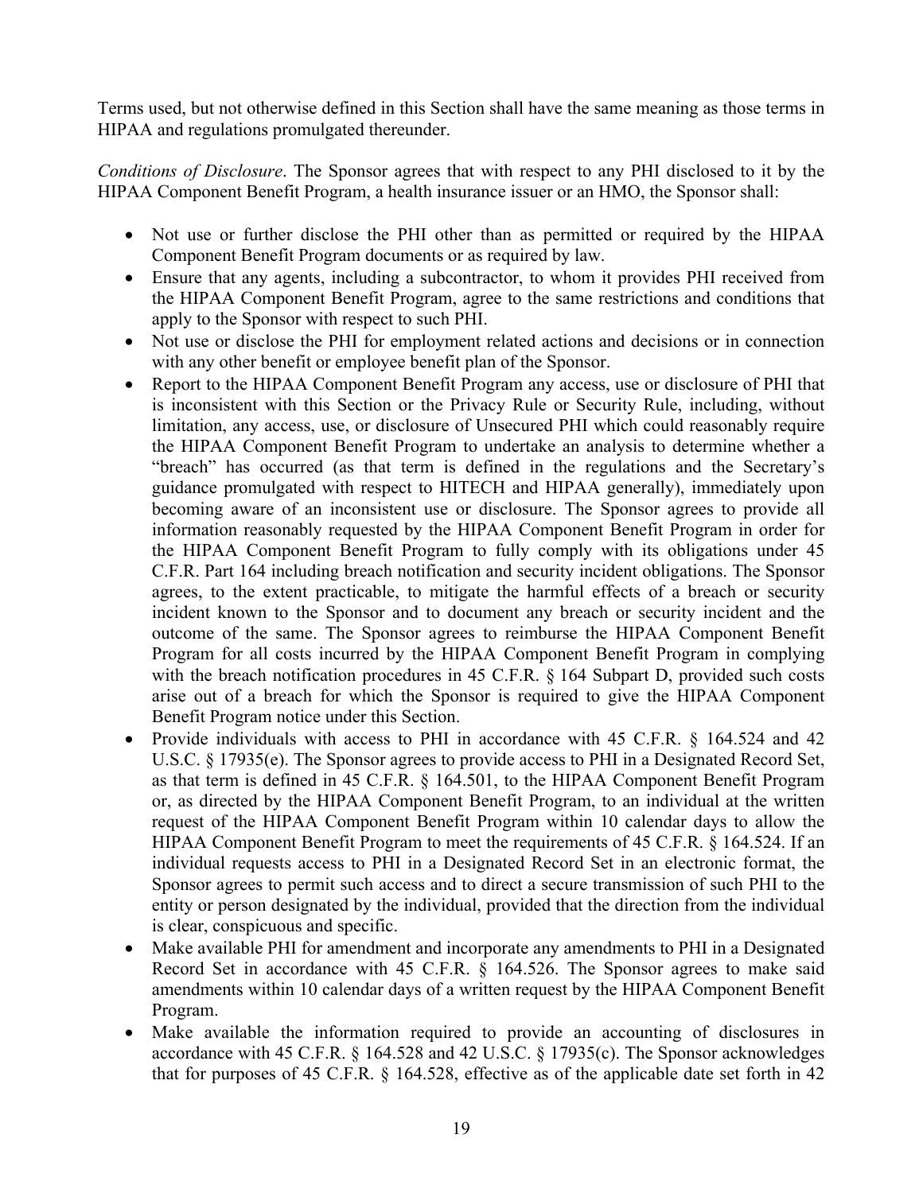Terms used, but not otherwise defined in this Section shall have the same meaning as those terms in HIPAA and regulations promulgated thereunder.

*Conditions of Disclosure*. The Sponsor agrees that with respect to any PHI disclosed to it by the HIPAA Component Benefit Program, a health insurance issuer or an HMO, the Sponsor shall:

- Not use or further disclose the PHI other than as permitted or required by the HIPAA Component Benefit Program documents or as required by law.
- Ensure that any agents, including a subcontractor, to whom it provides PHI received from the HIPAA Component Benefit Program, agree to the same restrictions and conditions that apply to the Sponsor with respect to such PHI.
- Not use or disclose the PHI for employment related actions and decisions or in connection with any other benefit or employee benefit plan of the Sponsor.
- Report to the HIPAA Component Benefit Program any access, use or disclosure of PHI that is inconsistent with this Section or the Privacy Rule or Security Rule, including, without limitation, any access, use, or disclosure of Unsecured PHI which could reasonably require the HIPAA Component Benefit Program to undertake an analysis to determine whether a "breach" has occurred (as that term is defined in the regulations and the Secretary's guidance promulgated with respect to HITECH and HIPAA generally), immediately upon becoming aware of an inconsistent use or disclosure. The Sponsor agrees to provide all information reasonably requested by the HIPAA Component Benefit Program in order for the HIPAA Component Benefit Program to fully comply with its obligations under 45 C.F.R. Part 164 including breach notification and security incident obligations. The Sponsor agrees, to the extent practicable, to mitigate the harmful effects of a breach or security incident known to the Sponsor and to document any breach or security incident and the outcome of the same. The Sponsor agrees to reimburse the HIPAA Component Benefit Program for all costs incurred by the HIPAA Component Benefit Program in complying with the breach notification procedures in 45 C.F.R. § 164 Subpart D, provided such costs arise out of a breach for which the Sponsor is required to give the HIPAA Component Benefit Program notice under this Section.
- Provide individuals with access to PHI in accordance with 45 C.F.R. § 164.524 and 42 U.S.C. § 17935(e). The Sponsor agrees to provide access to PHI in a Designated Record Set, as that term is defined in 45 C.F.R. § 164.501, to the HIPAA Component Benefit Program or, as directed by the HIPAA Component Benefit Program, to an individual at the written request of the HIPAA Component Benefit Program within 10 calendar days to allow the HIPAA Component Benefit Program to meet the requirements of 45 C.F.R. § 164.524. If an individual requests access to PHI in a Designated Record Set in an electronic format, the Sponsor agrees to permit such access and to direct a secure transmission of such PHI to the entity or person designated by the individual, provided that the direction from the individual is clear, conspicuous and specific.
- Make available PHI for amendment and incorporate any amendments to PHI in a Designated Record Set in accordance with 45 C.F.R. § 164.526. The Sponsor agrees to make said amendments within 10 calendar days of a written request by the HIPAA Component Benefit Program.
- Make available the information required to provide an accounting of disclosures in accordance with 45 C.F.R. § 164.528 and 42 U.S.C. § 17935(c). The Sponsor acknowledges that for purposes of 45 C.F.R. § 164.528, effective as of the applicable date set forth in 42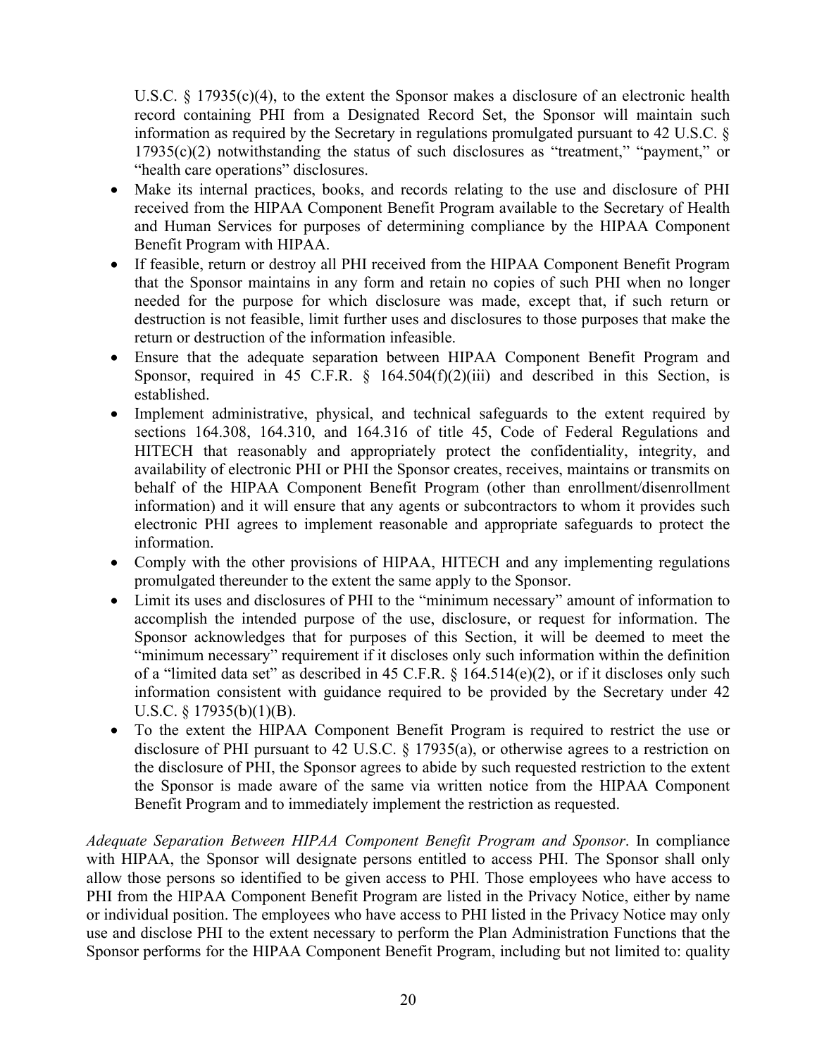U.S.C. § 17935(c)(4), to the extent the Sponsor makes a disclosure of an electronic health record containing PHI from a Designated Record Set, the Sponsor will maintain such information as required by the Secretary in regulations promulgated pursuant to 42 U.S.C. § 17935(c)(2) notwithstanding the status of such disclosures as "treatment," "payment," or "health care operations" disclosures.

- Make its internal practices, books, and records relating to the use and disclosure of PHI received from the HIPAA Component Benefit Program available to the Secretary of Health and Human Services for purposes of determining compliance by the HIPAA Component Benefit Program with HIPAA.
- If feasible, return or destroy all PHI received from the HIPAA Component Benefit Program that the Sponsor maintains in any form and retain no copies of such PHI when no longer needed for the purpose for which disclosure was made, except that, if such return or destruction is not feasible, limit further uses and disclosures to those purposes that make the return or destruction of the information infeasible.
- Ensure that the adequate separation between HIPAA Component Benefit Program and Sponsor, required in 45 C.F.R. § 164.504(f)(2)(iii) and described in this Section, is established.
- Implement administrative, physical, and technical safeguards to the extent required by sections 164.308, 164.310, and 164.316 of title 45, Code of Federal Regulations and HITECH that reasonably and appropriately protect the confidentiality, integrity, and availability of electronic PHI or PHI the Sponsor creates, receives, maintains or transmits on behalf of the HIPAA Component Benefit Program (other than enrollment/disenrollment information) and it will ensure that any agents or subcontractors to whom it provides such electronic PHI agrees to implement reasonable and appropriate safeguards to protect the information.
- Comply with the other provisions of HIPAA, HITECH and any implementing regulations promulgated thereunder to the extent the same apply to the Sponsor.
- Limit its uses and disclosures of PHI to the "minimum necessary" amount of information to accomplish the intended purpose of the use, disclosure, or request for information. The Sponsor acknowledges that for purposes of this Section, it will be deemed to meet the "minimum necessary" requirement if it discloses only such information within the definition of a "limited data set" as described in 45 C.F.R. § 164.514(e)(2), or if it discloses only such information consistent with guidance required to be provided by the Secretary under 42 U.S.C. § 17935(b)(1)(B).
- To the extent the HIPAA Component Benefit Program is required to restrict the use or disclosure of PHI pursuant to 42 U.S.C. § 17935(a), or otherwise agrees to a restriction on the disclosure of PHI, the Sponsor agrees to abide by such requested restriction to the extent the Sponsor is made aware of the same via written notice from the HIPAA Component Benefit Program and to immediately implement the restriction as requested.

*Adequate Separation Between HIPAA Component Benefit Program and Sponsor*. In compliance with HIPAA, the Sponsor will designate persons entitled to access PHI. The Sponsor shall only allow those persons so identified to be given access to PHI. Those employees who have access to PHI from the HIPAA Component Benefit Program are listed in the Privacy Notice, either by name or individual position. The employees who have access to PHI listed in the Privacy Notice may only use and disclose PHI to the extent necessary to perform the Plan Administration Functions that the Sponsor performs for the HIPAA Component Benefit Program, including but not limited to: quality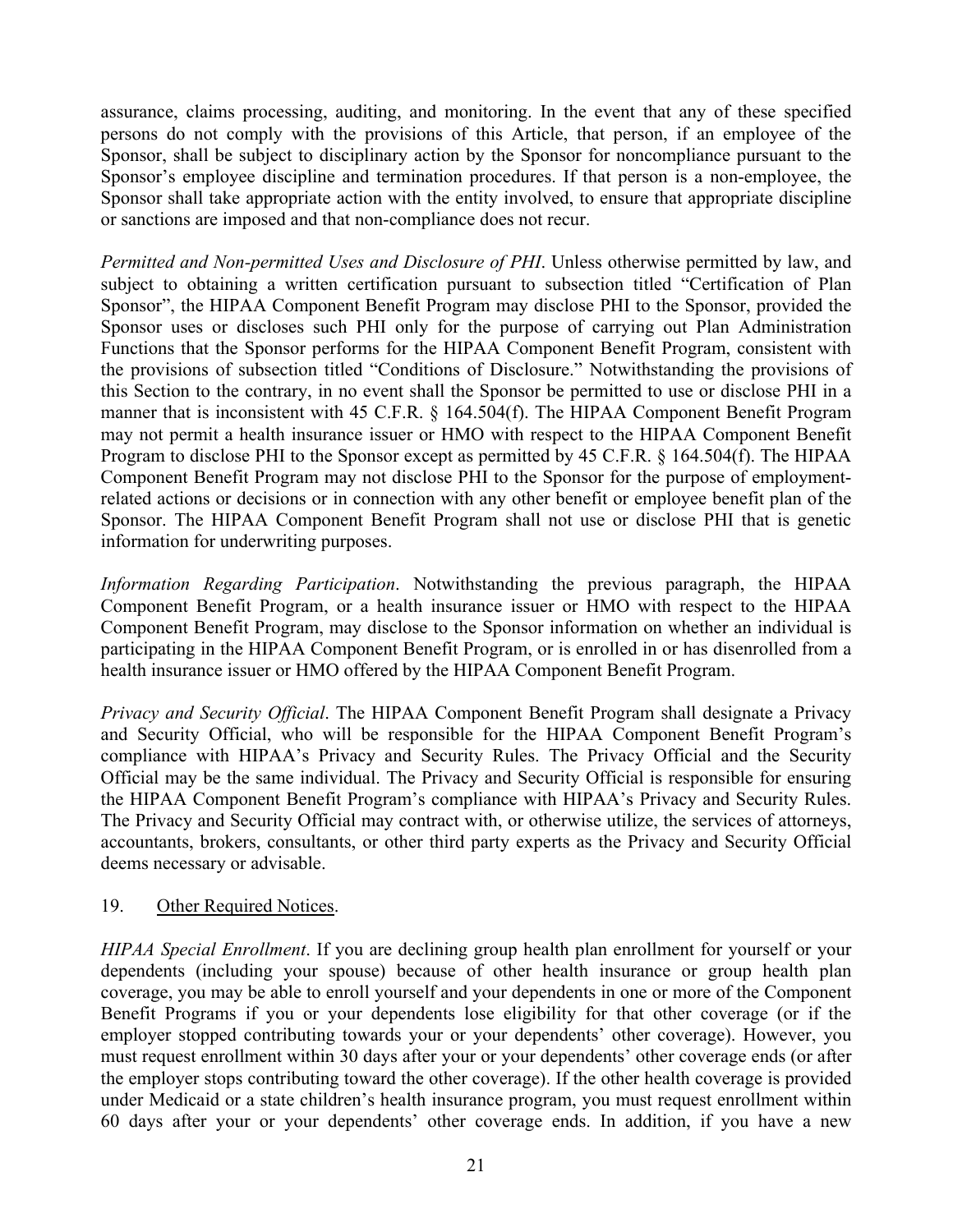assurance, claims processing, auditing, and monitoring. In the event that any of these specified persons do not comply with the provisions of this Article, that person, if an employee of the Sponsor, shall be subject to disciplinary action by the Sponsor for noncompliance pursuant to the Sponsor's employee discipline and termination procedures. If that person is a non-employee, the Sponsor shall take appropriate action with the entity involved, to ensure that appropriate discipline or sanctions are imposed and that non-compliance does not recur.

*Permitted and Non-permitted Uses and Disclosure of PHI*. Unless otherwise permitted by law, and subject to obtaining a written certification pursuant to subsection titled "Certification of Plan Sponsor", the HIPAA Component Benefit Program may disclose PHI to the Sponsor, provided the Sponsor uses or discloses such PHI only for the purpose of carrying out Plan Administration Functions that the Sponsor performs for the HIPAA Component Benefit Program, consistent with the provisions of subsection titled "Conditions of Disclosure." Notwithstanding the provisions of this Section to the contrary, in no event shall the Sponsor be permitted to use or disclose PHI in a manner that is inconsistent with 45 C.F.R. § 164.504(f). The HIPAA Component Benefit Program may not permit a health insurance issuer or HMO with respect to the HIPAA Component Benefit Program to disclose PHI to the Sponsor except as permitted by 45 C.F.R. § 164.504(f). The HIPAA Component Benefit Program may not disclose PHI to the Sponsor for the purpose of employment-related actions or decisions or in connection with any other benefit or employee benefit plan of the Sponsor. The HIPAA Component Benefit Program shall not use or disclose PHI that is genetic information for underwriting purposes.

*Information Regarding Participation*. Notwithstanding the previous paragraph, the HIPAA Component Benefit Program, or a health insurance issuer or HMO with respect to the HIPAA Component Benefit Program, may disclose to the Sponsor information on whether an individual is participating in the HIPAA Component Benefit Program, or is enrolled in or has disenrolled from a health insurance issuer or HMO offered by the HIPAA Component Benefit Program.

*Privacy and Security Official*. The HIPAA Component Benefit Program shall designate a Privacy and Security Official, who will be responsible for the HIPAA Component Benefit Program's compliance with HIPAA's Privacy and Security Rules. The Privacy Official and the Security Official may be the same individual. The Privacy and Security Official is responsible for ensuring the HIPAA Component Benefit Program's compliance with HIPAA's Privacy and Security Rules. The Privacy and Security Official may contract with, or otherwise utilize, the services of attorneys, accountants, brokers, consultants, or other third party experts as the Privacy and Security Official deems necessary or advisable.

19. Other Required Notices.

*HIPAA Special Enrollment*. If you are declining group health plan enrollment for yourself or your dependents (including your spouse) because of other health insurance or group health plan coverage, you may be able to enroll yourself and your dependents in one or more of the Component Benefit Programs if you or your dependents lose eligibility for that other coverage (or if the employer stopped contributing towards your or your dependents' other coverage). However, you must request enrollment within 30 days after your or your dependents' other coverage ends (or after the employer stops contributing toward the other coverage). If the other health coverage is provided under Medicaid or a state children's health insurance program, you must request enrollment within 60 days after your or your dependents' other coverage ends. In addition, if you have a new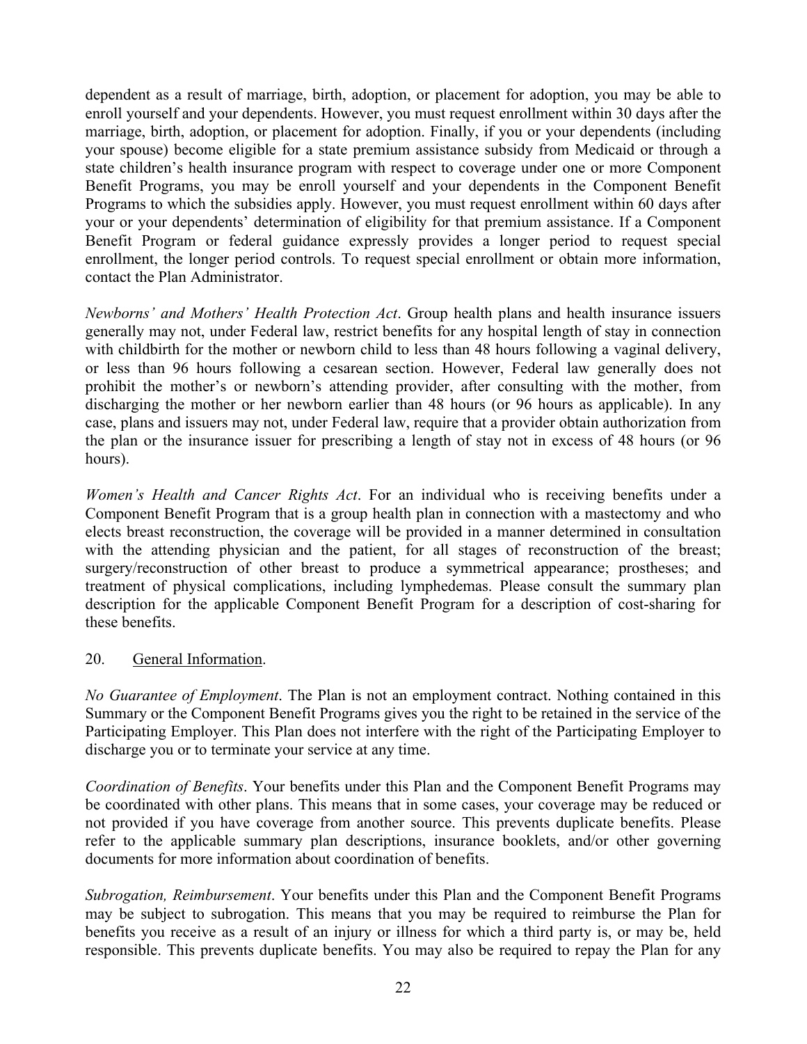dependent as a result of marriage, birth, adoption, or placement for adoption, you may be able to enroll yourself and your dependents. However, you must request enrollment within 30 days after the marriage, birth, adoption, or placement for adoption. Finally, if you or your dependents (including your spouse) become eligible for a state premium assistance subsidy from Medicaid or through a state children's health insurance program with respect to coverage under one or more Component Benefit Programs, you may be enroll yourself and your dependents in the Component Benefit Programs to which the subsidies apply. However, you must request enrollment within 60 days after your or your dependents' determination of eligibility for that premium assistance. If a Component Benefit Program or federal guidance expressly provides a longer period to request special enrollment, the longer period controls. To request special enrollment or obtain more information, contact the Plan Administrator.

*Newborns' and Mothers' Health Protection Act*. Group health plans and health insurance issuers generally may not, under Federal law, restrict benefits for any hospital length of stay in connection with childbirth for the mother or newborn child to less than 48 hours following a vaginal delivery, or less than 96 hours following a cesarean section. However, Federal law generally does not prohibit the mother's or newborn's attending provider, after consulting with the mother, from discharging the mother or her newborn earlier than 48 hours (or 96 hours as applicable). In any case, plans and issuers may not, under Federal law, require that a provider obtain authorization from the plan or the insurance issuer for prescribing a length of stay not in excess of 48 hours (or 96 hours).

*Women's Health and Cancer Rights Act*. For an individual who is receiving benefits under a Component Benefit Program that is a group health plan in connection with a mastectomy and who elects breast reconstruction, the coverage will be provided in a manner determined in consultation with the attending physician and the patient, for all stages of reconstruction of the breast; surgery/reconstruction of other breast to produce a symmetrical appearance; prostheses; and treatment of physical complications, including lymphedemas. Please consult the summary plan description for the applicable Component Benefit Program for a description of cost-sharing for these benefits.

20. <u>General Information</u>.

*No Guarantee of Employment*. The Plan is not an employment contract. Nothing contained in this Summary or the Component Benefit Programs gives you the right to be retained in the service of the Participating Employer. This Plan does not interfere with the right of the Participating Employer to discharge you or to terminate your service at any time.

*Coordination of Benefits*. Your benefits under this Plan and the Component Benefit Programs may be coordinated with other plans. This means that in some cases, your coverage may be reduced or not provided if you have coverage from another source. This prevents duplicate benefits. Please refer to the applicable summary plan descriptions, insurance booklets, and/or other governing documents for more information about coordination of benefits.

*Subrogation, Reimbursement*. Your benefits under this Plan and the Component Benefit Programs may be subject to subrogation. This means that you may be required to reimburse the Plan for benefits you receive as a result of an injury or illness for which a third party is, or may be, held responsible. This prevents duplicate benefits. You may also be required to repay the Plan for any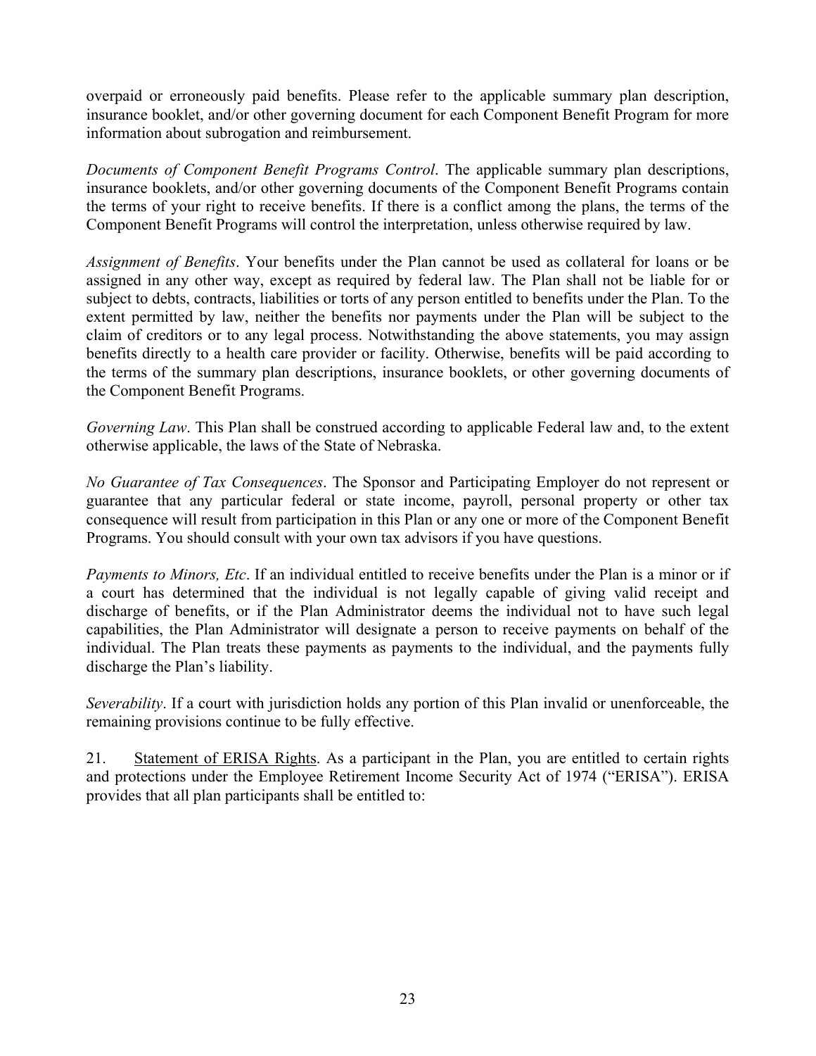overpaid or erroneously paid benefits. Please refer to the applicable summary plan description, insurance booklet, and/or other governing document for each Component Benefit Program for more information about subrogation and reimbursement.

*Documents of Component Benefit Programs Control*. The applicable summary plan descriptions, insurance booklets, and/or other governing documents of the Component Benefit Programs contain the terms of your right to receive benefits. If there is a conflict among the plans, the terms of the Component Benefit Programs will control the interpretation, unless otherwise required by law.

*Assignment of Benefits*. Your benefits under the Plan cannot be used as collateral for loans or be assigned in any other way, except as required by federal law. The Plan shall not be liable for or subject to debts, contracts, liabilities or torts of any person entitled to benefits under the Plan. To the extent permitted by law, neither the benefits nor payments under the Plan will be subject to the claim of creditors or to any legal process. Notwithstanding the above statements, you may assign benefits directly to a health care provider or facility. Otherwise, benefits will be paid according to the terms of the summary plan descriptions, insurance booklets, or other governing documents of the Component Benefit Programs.

*Governing Law*. This Plan shall be construed according to applicable Federal law and, to the extent otherwise applicable, the laws of the State of Nebraska.

*No Guarantee of Tax Consequences*. The Sponsor and Participating Employer do not represent or guarantee that any particular federal or state income, payroll, personal property or other tax consequence will result from participation in this Plan or any one or more of the Component Benefit Programs. You should consult with your own tax advisors if you have questions.

*Payments to Minors, Etc*. If an individual entitled to receive benefits under the Plan is a minor or if a court has determined that the individual is not legally capable of giving valid receipt and discharge of benefits, or if the Plan Administrator deems the individual not to have such legal capabilities, the Plan Administrator will designate a person to receive payments on behalf of the individual. The Plan treats these payments as payments to the individual, and the payments fully discharge the Plan's liability.

*Severability*. If a court with jurisdiction holds any portion of this Plan invalid or unenforceable, the remaining provisions continue to be fully effective.

21. Statement of ERISA Rights. As a participant in the Plan, you are entitled to certain rights and protections under the Employee Retirement Income Security Act of 1974 ("ERISA"). ERISA provides that all plan participants shall be entitled to: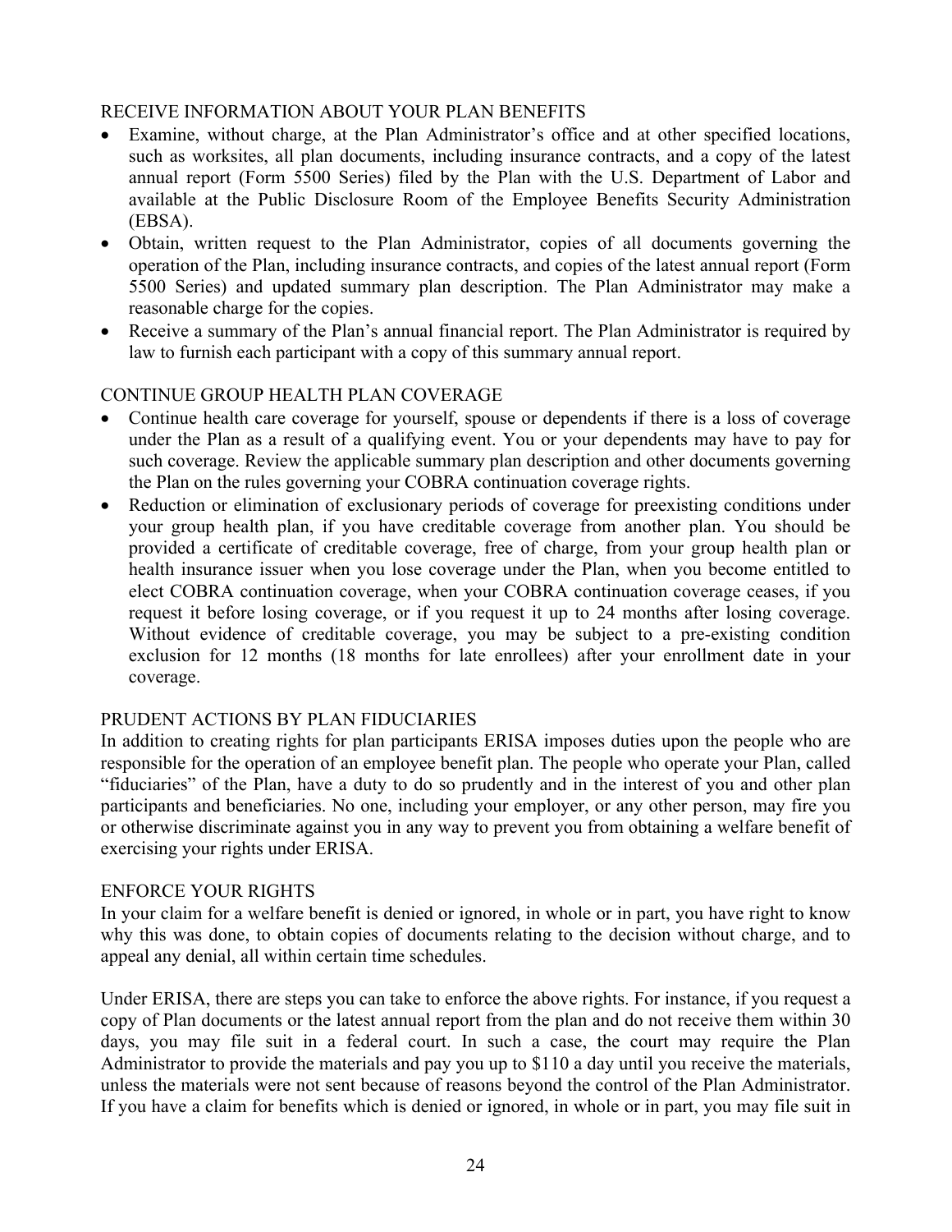### RECEIVE INFORMATION ABOUT YOUR PLAN BENEFITS

- Examine, without charge, at the Plan Administrator's office and at other specified locations, such as worksites, all plan documents, including insurance contracts, and a copy of the latest annual report (Form 5500 Series) filed by the Plan with the U.S. Department of Labor and available at the Public Disclosure Room of the Employee Benefits Security Administration (EBSA).
- Obtain, written request to the Plan Administrator, copies of all documents governing the operation of the Plan, including insurance contracts, and copies of the latest annual report (Form 5500 Series) and updated summary plan description. The Plan Administrator may make a reasonable charge for the copies.
- Receive a summary of the Plan's annual financial report. The Plan Administrator is required by law to furnish each participant with a copy of this summary annual report.

### CONTINUE GROUP HEALTH PLAN COVERAGE

- Continue health care coverage for yourself, spouse or dependents if there is a loss of coverage under the Plan as a result of a qualifying event. You or your dependents may have to pay for such coverage. Review the applicable summary plan description and other documents governing the Plan on the rules governing your COBRA continuation coverage rights.
- Reduction or elimination of exclusionary periods of coverage for preexisting conditions under your group health plan, if you have creditable coverage from another plan. You should be provided a certificate of creditable coverage, free of charge, from your group health plan or health insurance issuer when you lose coverage under the Plan, when you become entitled to elect COBRA continuation coverage, when your COBRA continuation coverage ceases, if you request it before losing coverage, or if you request it up to 24 months after losing coverage. Without evidence of creditable coverage, you may be subject to a pre-existing condition exclusion for 12 months (18 months for late enrollees) after your enrollment date in your coverage.

### PRUDENT ACTIONS BY PLAN FIDUCIARIES

In addition to creating rights for plan participants ERISA imposes duties upon the people who are responsible for the operation of an employee benefit plan. The people who operate your Plan, called "fiduciaries" of the Plan, have a duty to do so prudently and in the interest of you and other plan participants and beneficiaries. No one, including your employer, or any other person, may fire you or otherwise discriminate against you in any way to prevent you from obtaining a welfare benefit of exercising your rights under ERISA.

### ENFORCE YOUR RIGHTS

In your claim for a welfare benefit is denied or ignored, in whole or in part, you have right to know why this was done, to obtain copies of documents relating to the decision without charge, and to appeal any denial, all within certain time schedules.

Under ERISA, there are steps you can take to enforce the above rights. For instance, if you request a copy of Plan documents or the latest annual report from the plan and do not receive them within 30 days, you may file suit in a federal court. In such a case, the court may require the Plan Administrator to provide the materials and pay you up to $110 a day until you receive the materials, unless the materials were not sent because of reasons beyond the control of the Plan Administrator. If you have a claim for benefits which is denied or ignored, in whole or in part, you may file suit in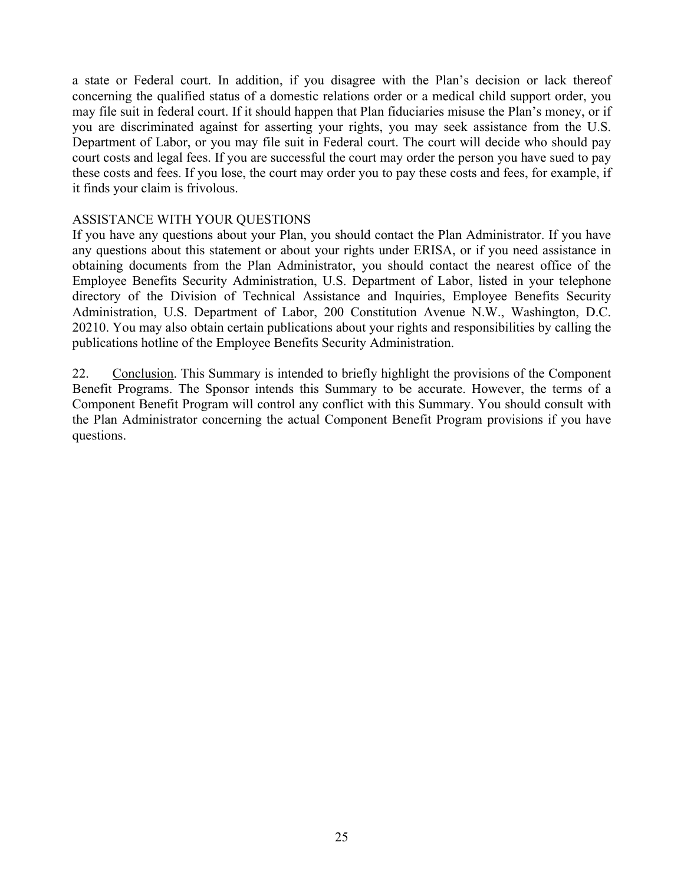a state or Federal court. In addition, if you disagree with the Plan's decision or lack thereof concerning the qualified status of a domestic relations order or a medical child support order, you may file suit in federal court. If it should happen that Plan fiduciaries misuse the Plan's money, or if you are discriminated against for asserting your rights, you may seek assistance from the U.S. Department of Labor, or you may file suit in Federal court. The court will decide who should pay court costs and legal fees. If you are successful the court may order the person you have sued to pay these costs and fees. If you lose, the court may order you to pay these costs and fees, for example, if it finds your claim is frivolous.

ASSISTANCE WITH YOUR QUESTIONS

If you have any questions about your Plan, you should contact the Plan Administrator. If you have any questions about this statement or about your rights under ERISA, or if you need assistance in obtaining documents from the Plan Administrator, you should contact the nearest office of the Employee Benefits Security Administration, U.S. Department of Labor, listed in your telephone directory of the Division of Technical Assistance and Inquiries, Employee Benefits Security Administration, U.S. Department of Labor, 200 Constitution Avenue N.W., Washington, D.C. 20210. You may also obtain certain publications about your rights and responsibilities by calling the publications hotline of the Employee Benefits Security Administration.

22. <u>Conclusion</u>. This Summary is intended to briefly highlight the provisions of the Component Benefit Programs. The Sponsor intends this Summary to be accurate. However, the terms of a Component Benefit Program will control any conflict with this Summary. You should consult with the Plan Administrator concerning the actual Component Benefit Program provisions if you have questions.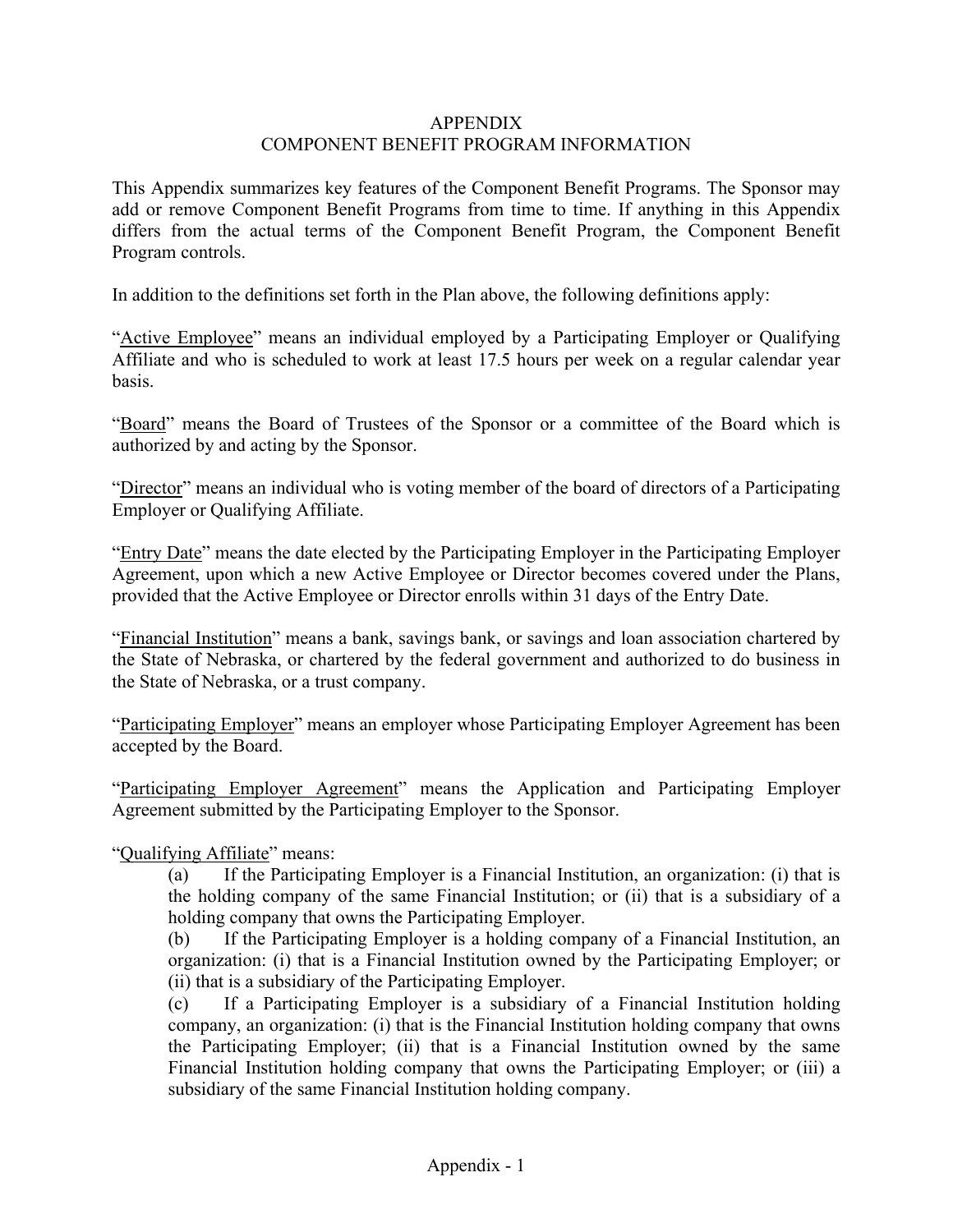# APPENDIX
## COMPONENT BENEFIT PROGRAM INFORMATION

This Appendix summarizes key features of the Component Benefit Programs. The Sponsor may add or remove Component Benefit Programs from time to time. If anything in this Appendix differs from the actual terms of the Component Benefit Program, the Component Benefit Program controls.

In addition to the definitions set forth in the Plan above, the following definitions apply:

"Active Employee" means an individual employed by a Participating Employer or Qualifying Affiliate and who is scheduled to work at least 17.5 hours per week on a regular calendar year basis.

"Board" means the Board of Trustees of the Sponsor or a committee of the Board which is authorized by and acting by the Sponsor.

"Director" means an individual who is voting member of the board of directors of a Participating Employer or Qualifying Affiliate.

"Entry Date" means the date elected by the Participating Employer in the Participating Employer Agreement, upon which a new Active Employee or Director becomes covered under the Plans, provided that the Active Employee or Director enrolls within 31 days of the Entry Date.

"Financial Institution" means a bank, savings bank, or savings and loan association chartered by the State of Nebraska, or chartered by the federal government and authorized to do business in the State of Nebraska, or a trust company.

"Participating Employer" means an employer whose Participating Employer Agreement has been accepted by the Board.

"Participating Employer Agreement" means the Application and Participating Employer Agreement submitted by the Participating Employer to the Sponsor.

"Qualifying Affiliate" means:

(a) If the Participating Employer is a Financial Institution, an organization: (i) that is the holding company of the same Financial Institution; or (ii) that is a subsidiary of a holding company that owns the Participating Employer.

(b) If the Participating Employer is a holding company of a Financial Institution, an organization: (i) that is a Financial Institution owned by the Participating Employer; or (ii) that is a subsidiary of the Participating Employer.

(c) If a Participating Employer is a subsidiary of a Financial Institution holding company, an organization: (i) that is the Financial Institution holding company that owns the Participating Employer; (ii) that is a Financial Institution owned by the same Financial Institution holding company that owns the Participating Employer; or (iii) a subsidiary of the same Financial Institution holding company.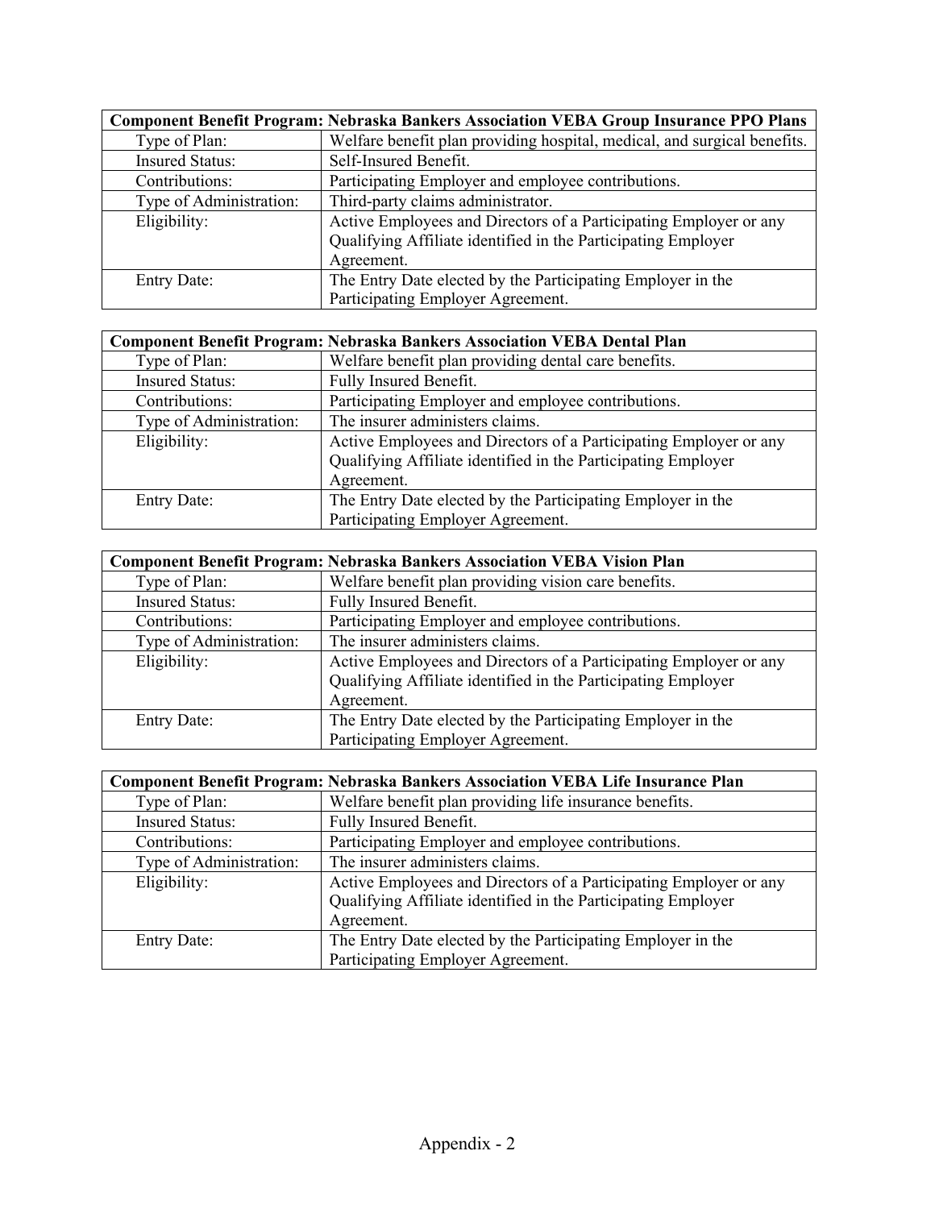| Component Benefit Program: Nebraska Bankers Association VEBA Group Insurance PPO Plans | |
|---|---|
| Type of Plan: | Welfare benefit plan providing hospital, medical, and surgical benefits. |
| Insured Status: | Self-Insured Benefit. |
| Contributions: | Participating Employer and employee contributions. |
| Type of Administration: | Third-party claims administrator. |
| Eligibility: | Active Employees and Directors of a Participating Employer or any Qualifying Affiliate identified in the Participating Employer Agreement. |
| Entry Date: | The Entry Date elected by the Participating Employer in the Participating Employer Agreement. |

| Component Benefit Program: Nebraska Bankers Association VEBA Dental Plan | |
|---|---|
| Type of Plan: | Welfare benefit plan providing dental care benefits. |
| Insured Status: | Fully Insured Benefit. |
| Contributions: | Participating Employer and employee contributions. |
| Type of Administration: | The insurer administers claims. |
| Eligibility: | Active Employees and Directors of a Participating Employer or any Qualifying Affiliate identified in the Participating Employer Agreement. |
| Entry Date: | The Entry Date elected by the Participating Employer in the Participating Employer Agreement. |

| Component Benefit Program: Nebraska Bankers Association VEBA Vision Plan | |
|---|---|
| Type of Plan: | Welfare benefit plan providing vision care benefits. |
| Insured Status: | Fully Insured Benefit. |
| Contributions: | Participating Employer and employee contributions. |
| Type of Administration: | The insurer administers claims. |
| Eligibility: | Active Employees and Directors of a Participating Employer or any Qualifying Affiliate identified in the Participating Employer Agreement. |
| Entry Date: | The Entry Date elected by the Participating Employer in the Participating Employer Agreement. |

| Component Benefit Program: Nebraska Bankers Association VEBA Life Insurance Plan | |
|---|---|
| Type of Plan: | Welfare benefit plan providing life insurance benefits. |
| Insured Status: | Fully Insured Benefit. |
| Contributions: | Participating Employer and employee contributions. |
| Type of Administration: | The insurer administers claims. |
| Eligibility: | Active Employees and Directors of a Participating Employer or any Qualifying Affiliate identified in the Participating Employer Agreement. |
| Entry Date: | The Entry Date elected by the Participating Employer in the Participating Employer Agreement. |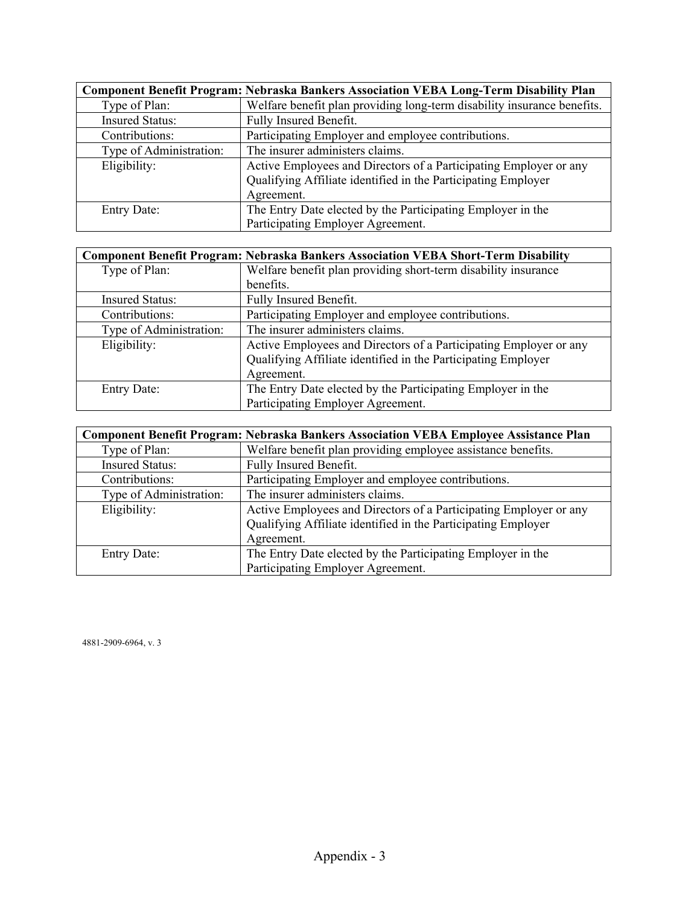| **Component Benefit Program: Nebraska Bankers Association VEBA Long-Term Disability Plan** | |
|---|---|
| Type of Plan: | Welfare benefit plan providing long-term disability insurance benefits. |
| Insured Status: | Fully Insured Benefit. |
| Contributions: | Participating Employer and employee contributions. |
| Type of Administration: | The insurer administers claims. |
| Eligibility: | Active Employees and Directors of a Participating Employer or any Qualifying Affiliate identified in the Participating Employer Agreement. |
| Entry Date: | The Entry Date elected by the Participating Employer in the Participating Employer Agreement. |

| **Component Benefit Program: Nebraska Bankers Association VEBA Short-Term Disability** | |
|---|---|
| Type of Plan: | Welfare benefit plan providing short-term disability insurance benefits. |
| Insured Status: | Fully Insured Benefit. |
| Contributions: | Participating Employer and employee contributions. |
| Type of Administration: | The insurer administers claims. |
| Eligibility: | Active Employees and Directors of a Participating Employer or any Qualifying Affiliate identified in the Participating Employer Agreement. |
| Entry Date: | The Entry Date elected by the Participating Employer in the Participating Employer Agreement. |

| **Component Benefit Program: Nebraska Bankers Association VEBA Employee Assistance Plan** | |
|---|---|
| Type of Plan: | Welfare benefit plan providing employee assistance benefits. |
| Insured Status: | Fully Insured Benefit. |
| Contributions: | Participating Employer and employee contributions. |
| Type of Administration: | The insurer administers claims. |
| Eligibility: | Active Employees and Directors of a Participating Employer or any Qualifying Affiliate identified in the Participating Employer Agreement. |
| Entry Date: | The Entry Date elected by the Participating Employer in the Participating Employer Agreement. |

4881-2909-6964, v. 3